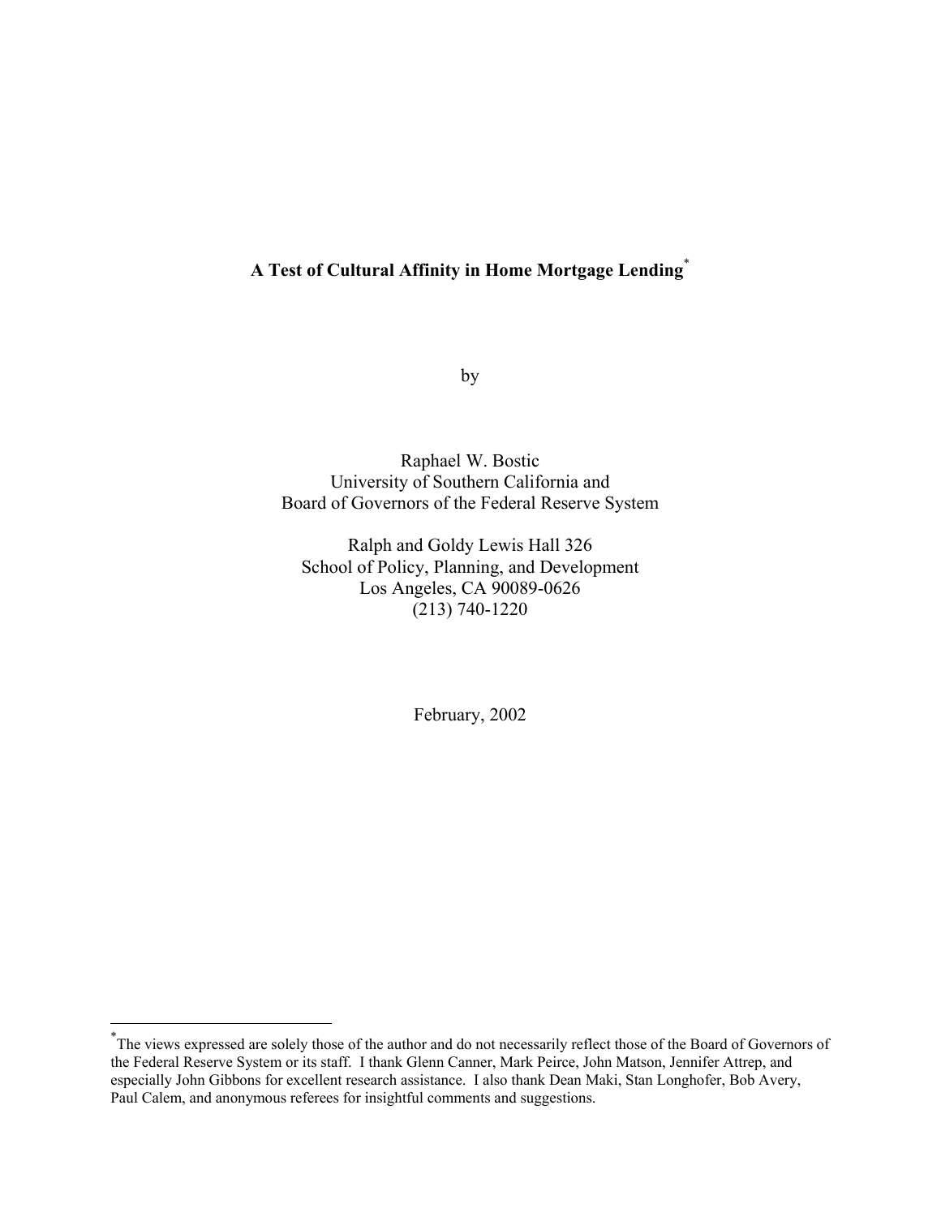# A Test of Cultural Affinity in Home Mortgage Lending[*]

by

Raphael W. Bostic
University of Southern California and
Board of Governors of the Federal Reserve System

Ralph and Goldy Lewis Hall 326
School of Policy, Planning, and Development
Los Angeles, CA 90089-0626
(213) 740-1220

February, 2002

---

[*] The views expressed are solely those of the author and do not necessarily reflect those of the Board of Governors of the Federal Reserve System or its staff. I thank Glenn Canner, Mark Peirce, John Matson, Jennifer Attrep, and especially John Gibbons for excellent research assistance. I also thank Dean Maki, Stan Longhofer, Bob Avery, Paul Calem, and anonymous referees for insightful comments and suggestions.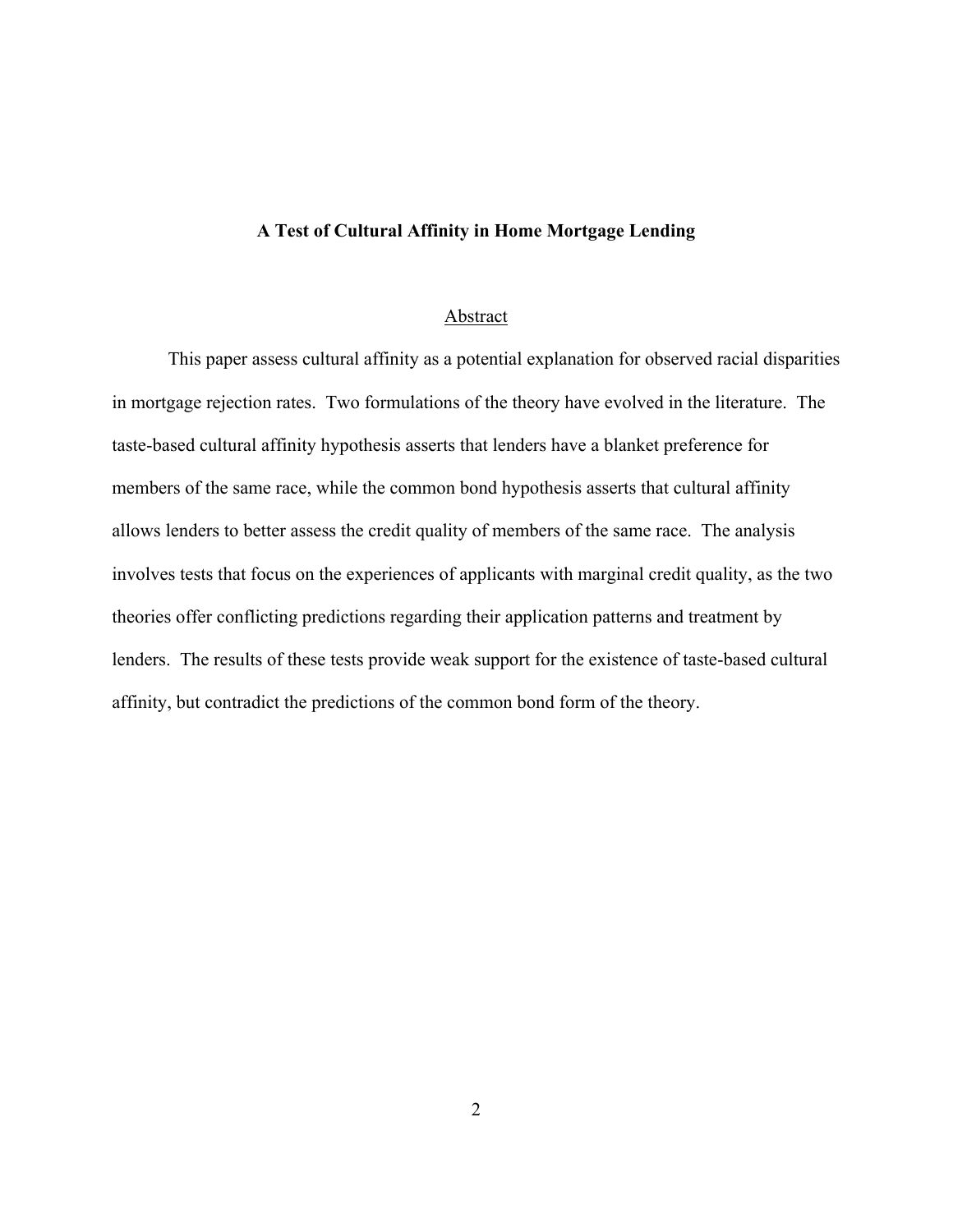# A Test of Cultural Affinity in Home Mortgage Lending

## Abstract

This paper assess cultural affinity as a potential explanation for observed racial disparities in mortgage rejection rates. Two formulations of the theory have evolved in the literature. The taste-based cultural affinity hypothesis asserts that lenders have a blanket preference for members of the same race, while the common bond hypothesis asserts that cultural affinity allows lenders to better assess the credit quality of members of the same race. The analysis involves tests that focus on the experiences of applicants with marginal credit quality, as the two theories offer conflicting predictions regarding their application patterns and treatment by lenders. The results of these tests provide weak support for the existence of taste-based cultural affinity, but contradict the predictions of the common bond form of the theory.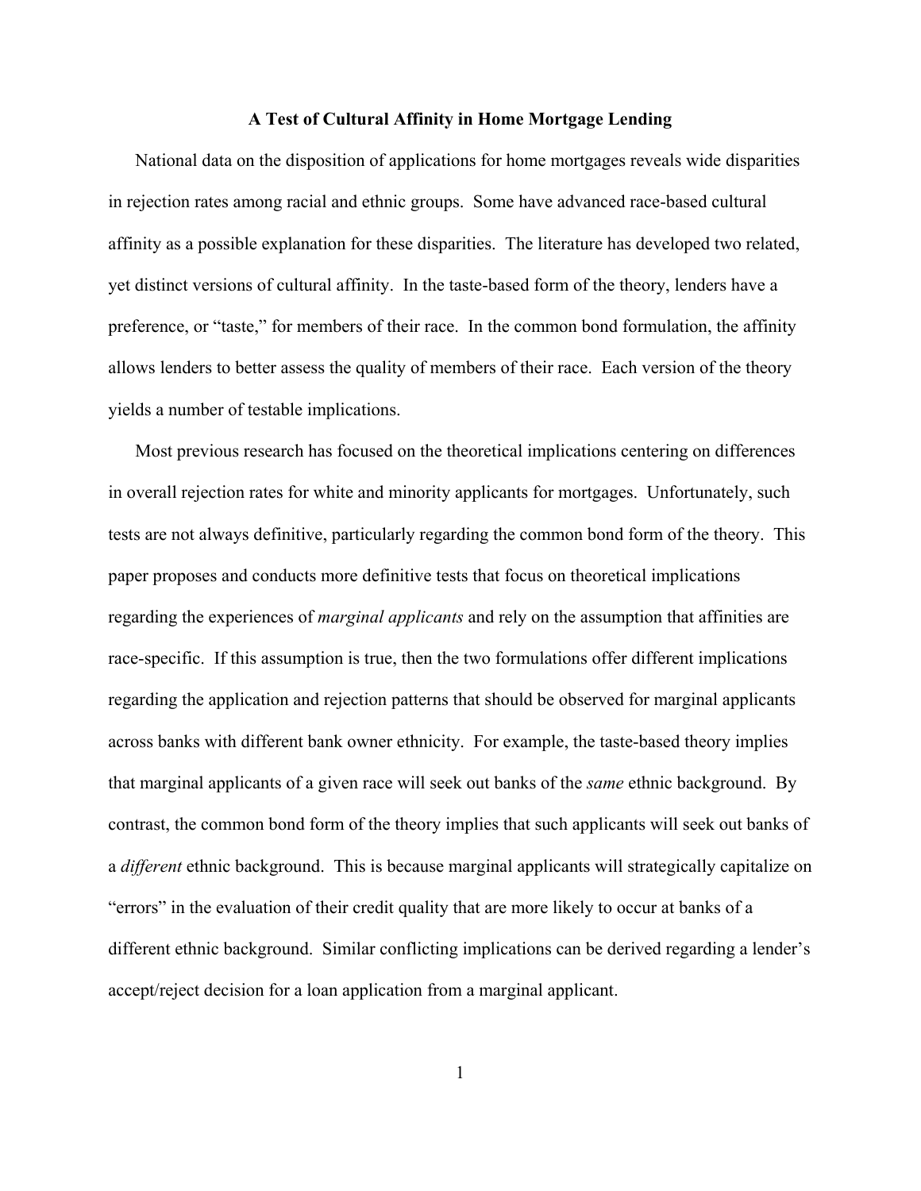# A Test of Cultural Affinity in Home Mortgage Lending

National data on the disposition of applications for home mortgages reveals wide disparities in rejection rates among racial and ethnic groups. Some have advanced race-based cultural affinity as a possible explanation for these disparities. The literature has developed two related, yet distinct versions of cultural affinity. In the taste-based form of the theory, lenders have a preference, or "taste," for members of their race. In the common bond formulation, the affinity allows lenders to better assess the quality of members of their race. Each version of the theory yields a number of testable implications.

Most previous research has focused on the theoretical implications centering on differences in overall rejection rates for white and minority applicants for mortgages. Unfortunately, such tests are not always definitive, particularly regarding the common bond form of the theory. This paper proposes and conducts more definitive tests that focus on theoretical implications regarding the experiences of *marginal applicants* and rely on the assumption that affinities are race-specific. If this assumption is true, then the two formulations offer different implications regarding the application and rejection patterns that should be observed for marginal applicants across banks with different bank owner ethnicity. For example, the taste-based theory implies that marginal applicants of a given race will seek out banks of the *same* ethnic background. By contrast, the common bond form of the theory implies that such applicants will seek out banks of a *different* ethnic background. This is because marginal applicants will strategically capitalize on "errors" in the evaluation of their credit quality that are more likely to occur at banks of a different ethnic background. Similar conflicting implications can be derived regarding a lender's accept/reject decision for a loan application from a marginal applicant.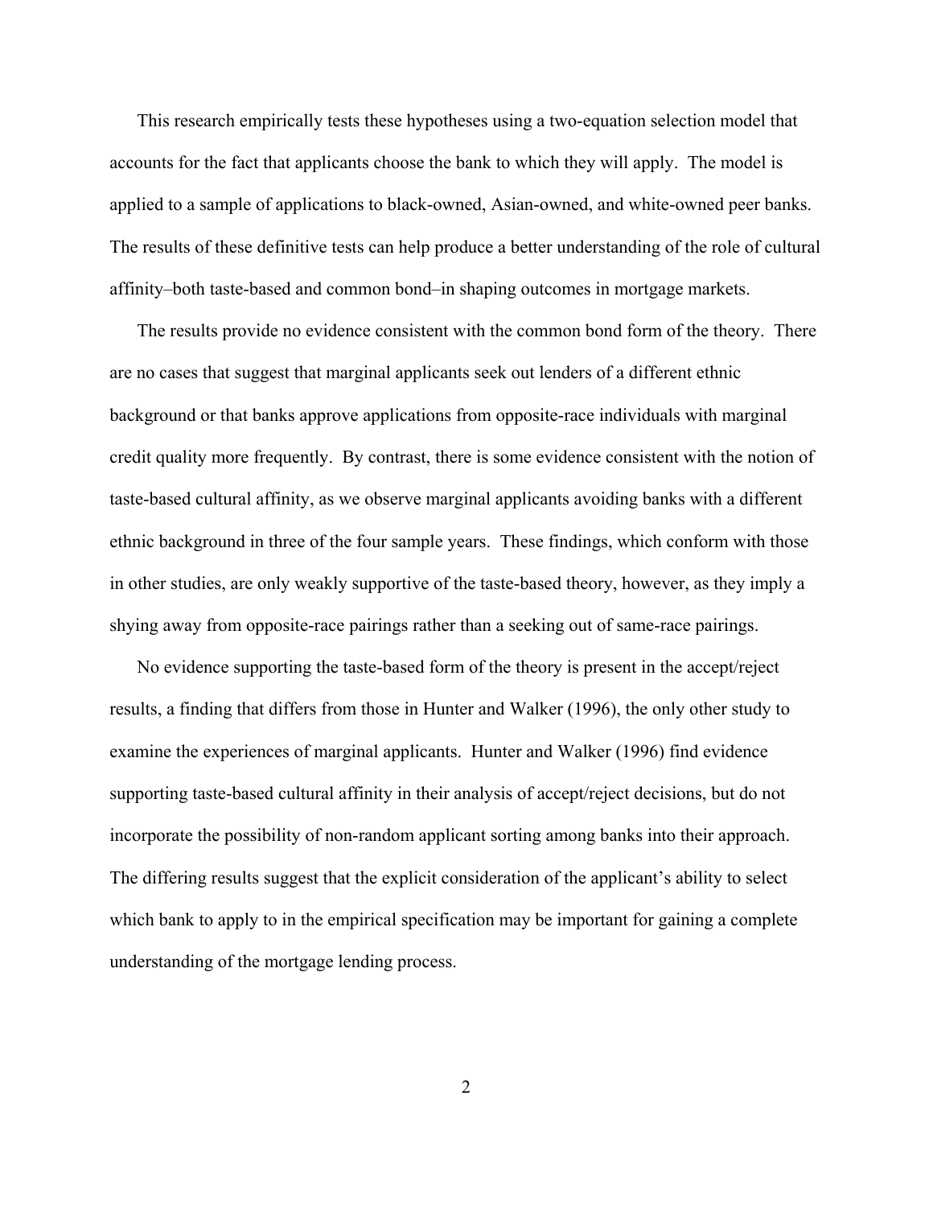This research empirically tests these hypotheses using a two-equation selection model that accounts for the fact that applicants choose the bank to which they will apply. The model is applied to a sample of applications to black-owned, Asian-owned, and white-owned peer banks. The results of these definitive tests can help produce a better understanding of the role of cultural affinity–both taste-based and common bond–in shaping outcomes in mortgage markets.

The results provide no evidence consistent with the common bond form of the theory. There are no cases that suggest that marginal applicants seek out lenders of a different ethnic background or that banks approve applications from opposite-race individuals with marginal credit quality more frequently. By contrast, there is some evidence consistent with the notion of taste-based cultural affinity, as we observe marginal applicants avoiding banks with a different ethnic background in three of the four sample years. These findings, which conform with those in other studies, are only weakly supportive of the taste-based theory, however, as they imply a shying away from opposite-race pairings rather than a seeking out of same-race pairings.

No evidence supporting the taste-based form of the theory is present in the accept/reject results, a finding that differs from those in Hunter and Walker (1996), the only other study to examine the experiences of marginal applicants. Hunter and Walker (1996) find evidence supporting taste-based cultural affinity in their analysis of accept/reject decisions, but do not incorporate the possibility of non-random applicant sorting among banks into their approach. The differing results suggest that the explicit consideration of the applicant's ability to select which bank to apply to in the empirical specification may be important for gaining a complete understanding of the mortgage lending process.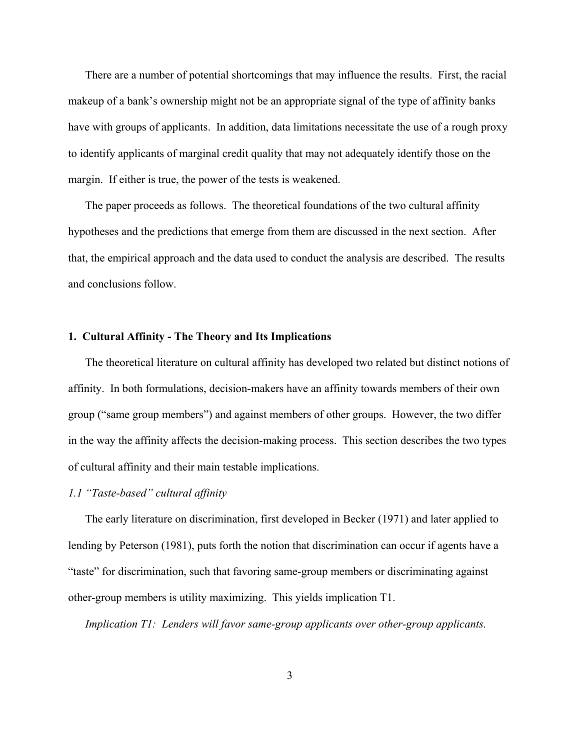There are a number of potential shortcomings that may influence the results. First, the racial makeup of a bank's ownership might not be an appropriate signal of the type of affinity banks have with groups of applicants. In addition, data limitations necessitate the use of a rough proxy to identify applicants of marginal credit quality that may not adequately identify those on the margin. If either is true, the power of the tests is weakened.

The paper proceeds as follows. The theoretical foundations of the two cultural affinity hypotheses and the predictions that emerge from them are discussed in the next section. After that, the empirical approach and the data used to conduct the analysis are described. The results and conclusions follow.

## 1. Cultural Affinity - The Theory and Its Implications

The theoretical literature on cultural affinity has developed two related but distinct notions of affinity. In both formulations, decision-makers have an affinity towards members of their own group ("same group members") and against members of other groups. However, the two differ in the way the affinity affects the decision-making process. This section describes the two types of cultural affinity and their main testable implications.

### *1.1 "Taste-based" cultural affinity*

The early literature on discrimination, first developed in Becker (1971) and later applied to lending by Peterson (1981), puts forth the notion that discrimination can occur if agents have a "taste" for discrimination, such that favoring same-group members or discriminating against other-group members is utility maximizing. This yields implication T1.

*Implication T1: Lenders will favor same-group applicants over other-group applicants.*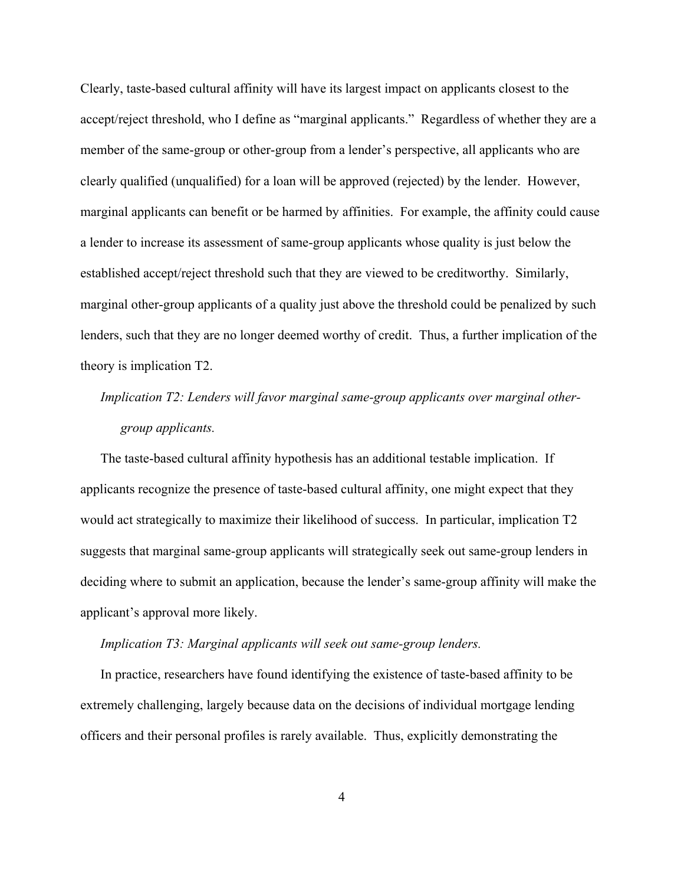Clearly, taste-based cultural affinity will have its largest impact on applicants closest to the accept/reject threshold, who I define as "marginal applicants." Regardless of whether they are a member of the same-group or other-group from a lender's perspective, all applicants who are clearly qualified (unqualified) for a loan will be approved (rejected) by the lender. However, marginal applicants can benefit or be harmed by affinities. For example, the affinity could cause a lender to increase its assessment of same-group applicants whose quality is just below the established accept/reject threshold such that they are viewed to be creditworthy. Similarly, marginal other-group applicants of a quality just above the threshold could be penalized by such lenders, such that they are no longer deemed worthy of credit. Thus, a further implication of the theory is implication T2.

*Implication T2: Lenders will favor marginal same-group applicants over marginal other-group applicants.*

The taste-based cultural affinity hypothesis has an additional testable implication. If applicants recognize the presence of taste-based cultural affinity, one might expect that they would act strategically to maximize their likelihood of success. In particular, implication T2 suggests that marginal same-group applicants will strategically seek out same-group lenders in deciding where to submit an application, because the lender's same-group affinity will make the applicant's approval more likely.

*Implication T3: Marginal applicants will seek out same-group lenders.*

In practice, researchers have found identifying the existence of taste-based affinity to be extremely challenging, largely because data on the decisions of individual mortgage lending officers and their personal profiles is rarely available. Thus, explicitly demonstrating the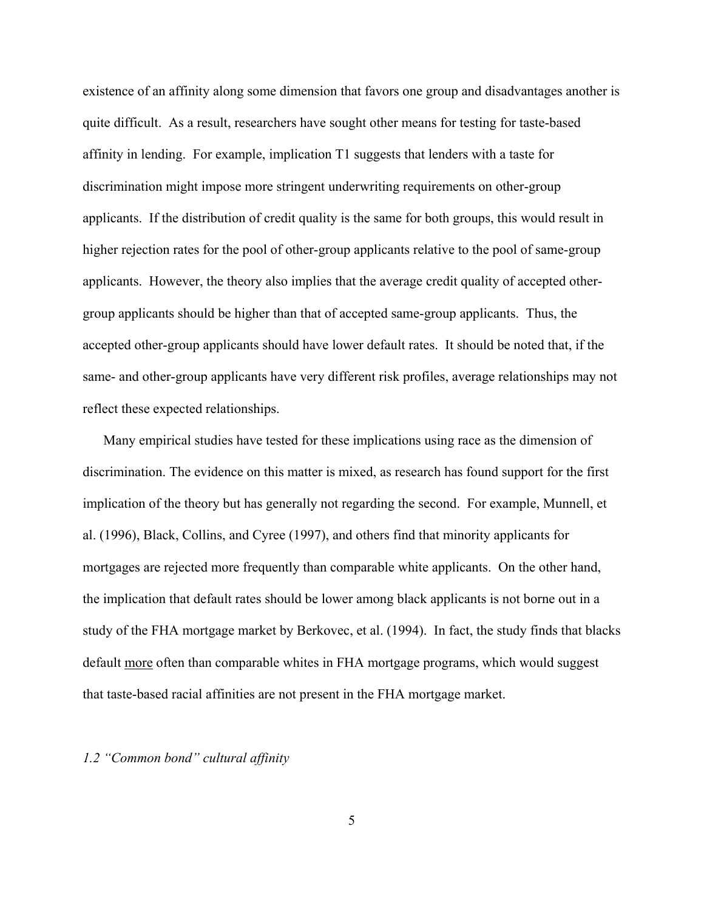existence of an affinity along some dimension that favors one group and disadvantages another is quite difficult. As a result, researchers have sought other means for testing for taste-based affinity in lending. For example, implication T1 suggests that lenders with a taste for discrimination might impose more stringent underwriting requirements on other-group applicants. If the distribution of credit quality is the same for both groups, this would result in higher rejection rates for the pool of other-group applicants relative to the pool of same-group applicants. However, the theory also implies that the average credit quality of accepted other-group applicants should be higher than that of accepted same-group applicants. Thus, the accepted other-group applicants should have lower default rates. It should be noted that, if the same- and other-group applicants have very different risk profiles, average relationships may not reflect these expected relationships.

Many empirical studies have tested for these implications using race as the dimension of discrimination. The evidence on this matter is mixed, as research has found support for the first implication of the theory but has generally not regarding the second. For example, Munnell, et al. (1996), Black, Collins, and Cyree (1997), and others find that minority applicants for mortgages are rejected more frequently than comparable white applicants. On the other hand, the implication that default rates should be lower among black applicants is not borne out in a study of the FHA mortgage market by Berkovec, et al. (1994). In fact, the study finds that blacks default <u>more</u> often than comparable whites in FHA mortgage programs, which would suggest that taste-based racial affinities are not present in the FHA mortgage market.

### *1.2 "Common bond" cultural affinity*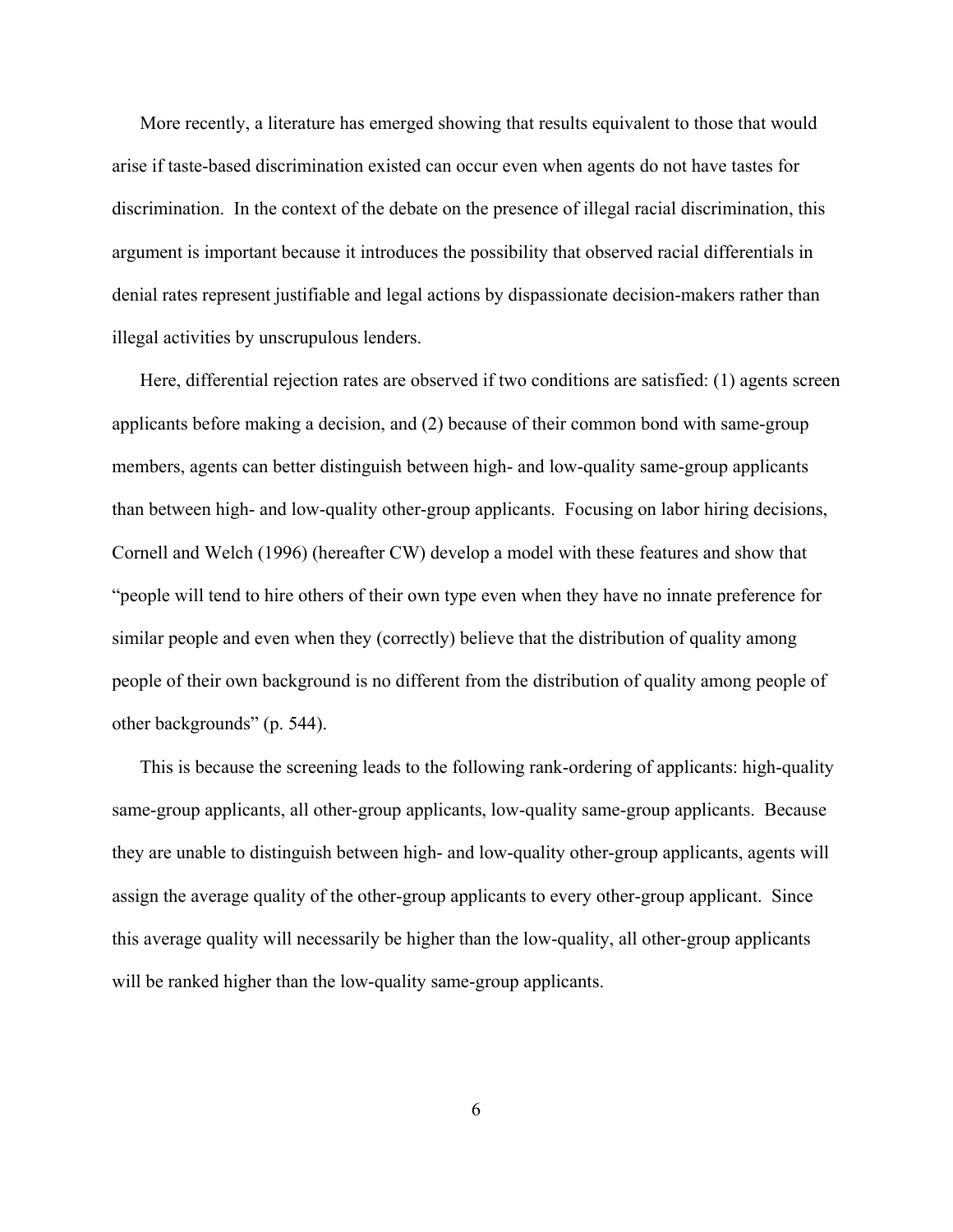More recently, a literature has emerged showing that results equivalent to those that would arise if taste-based discrimination existed can occur even when agents do not have tastes for discrimination. In the context of the debate on the presence of illegal racial discrimination, this argument is important because it introduces the possibility that observed racial differentials in denial rates represent justifiable and legal actions by dispassionate decision-makers rather than illegal activities by unscrupulous lenders.

Here, differential rejection rates are observed if two conditions are satisfied: (1) agents screen applicants before making a decision, and (2) because of their common bond with same-group members, agents can better distinguish between high- and low-quality same-group applicants than between high- and low-quality other-group applicants. Focusing on labor hiring decisions, Cornell and Welch (1996) (hereafter CW) develop a model with these features and show that "people will tend to hire others of their own type even when they have no innate preference for similar people and even when they (correctly) believe that the distribution of quality among people of their own background is no different from the distribution of quality among people of other backgrounds" (p. 544).

This is because the screening leads to the following rank-ordering of applicants: high-quality same-group applicants, all other-group applicants, low-quality same-group applicants. Because they are unable to distinguish between high- and low-quality other-group applicants, agents will assign the average quality of the other-group applicants to every other-group applicant. Since this average quality will necessarily be higher than the low-quality, all other-group applicants will be ranked higher than the low-quality same-group applicants.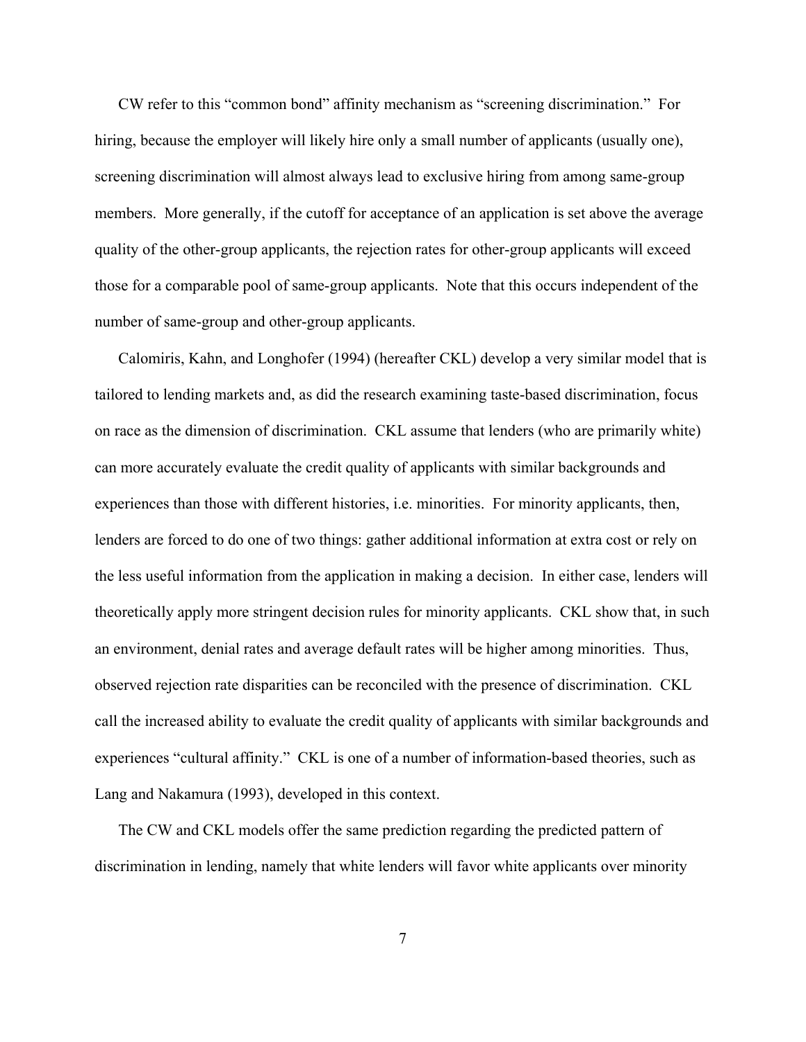CW refer to this "common bond" affinity mechanism as "screening discrimination." For hiring, because the employer will likely hire only a small number of applicants (usually one), screening discrimination will almost always lead to exclusive hiring from among same-group members. More generally, if the cutoff for acceptance of an application is set above the average quality of the other-group applicants, the rejection rates for other-group applicants will exceed those for a comparable pool of same-group applicants. Note that this occurs independent of the number of same-group and other-group applicants.

Calomiris, Kahn, and Longhofer (1994) (hereafter CKL) develop a very similar model that is tailored to lending markets and, as did the research examining taste-based discrimination, focus on race as the dimension of discrimination. CKL assume that lenders (who are primarily white) can more accurately evaluate the credit quality of applicants with similar backgrounds and experiences than those with different histories, i.e. minorities. For minority applicants, then, lenders are forced to do one of two things: gather additional information at extra cost or rely on the less useful information from the application in making a decision. In either case, lenders will theoretically apply more stringent decision rules for minority applicants. CKL show that, in such an environment, denial rates and average default rates will be higher among minorities. Thus, observed rejection rate disparities can be reconciled with the presence of discrimination. CKL call the increased ability to evaluate the credit quality of applicants with similar backgrounds and experiences "cultural affinity." CKL is one of a number of information-based theories, such as Lang and Nakamura (1993), developed in this context.

The CW and CKL models offer the same prediction regarding the predicted pattern of discrimination in lending, namely that white lenders will favor white applicants over minority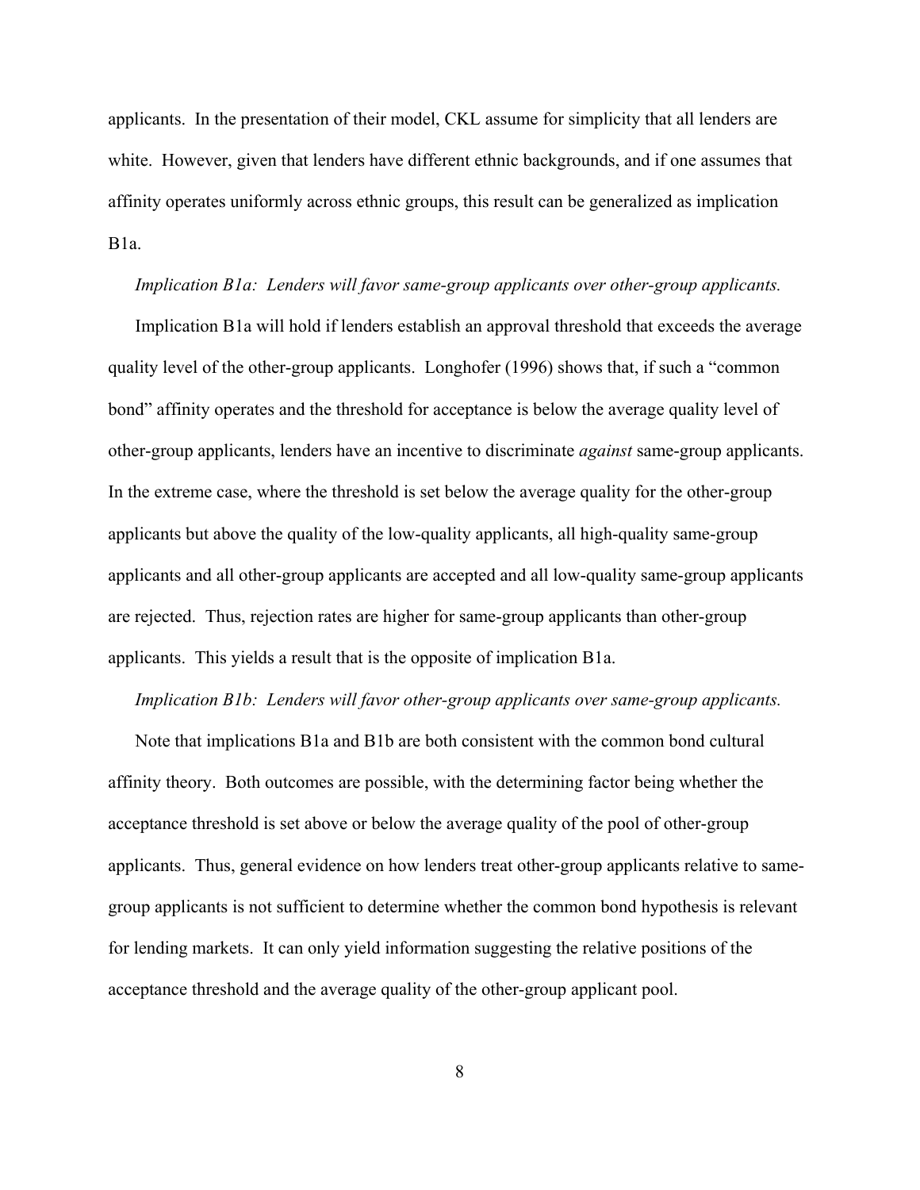applicants. In the presentation of their model, CKL assume for simplicity that all lenders are white. However, given that lenders have different ethnic backgrounds, and if one assumes that affinity operates uniformly across ethnic groups, this result can be generalized as implication B1a.

*Implication B1a: Lenders will favor same-group applicants over other-group applicants.*

Implication B1a will hold if lenders establish an approval threshold that exceeds the average quality level of the other-group applicants. Longhofer (1996) shows that, if such a "common bond" affinity operates and the threshold for acceptance is below the average quality level of other-group applicants, lenders have an incentive to discriminate *against* same-group applicants. In the extreme case, where the threshold is set below the average quality for the other-group applicants but above the quality of the low-quality applicants, all high-quality same-group applicants and all other-group applicants are accepted and all low-quality same-group applicants are rejected. Thus, rejection rates are higher for same-group applicants than other-group applicants. This yields a result that is the opposite of implication B1a.

*Implication B1b: Lenders will favor other-group applicants over same-group applicants.*

Note that implications B1a and B1b are both consistent with the common bond cultural affinity theory. Both outcomes are possible, with the determining factor being whether the acceptance threshold is set above or below the average quality of the pool of other-group applicants. Thus, general evidence on how lenders treat other-group applicants relative to same-group applicants is not sufficient to determine whether the common bond hypothesis is relevant for lending markets. It can only yield information suggesting the relative positions of the acceptance threshold and the average quality of the other-group applicant pool.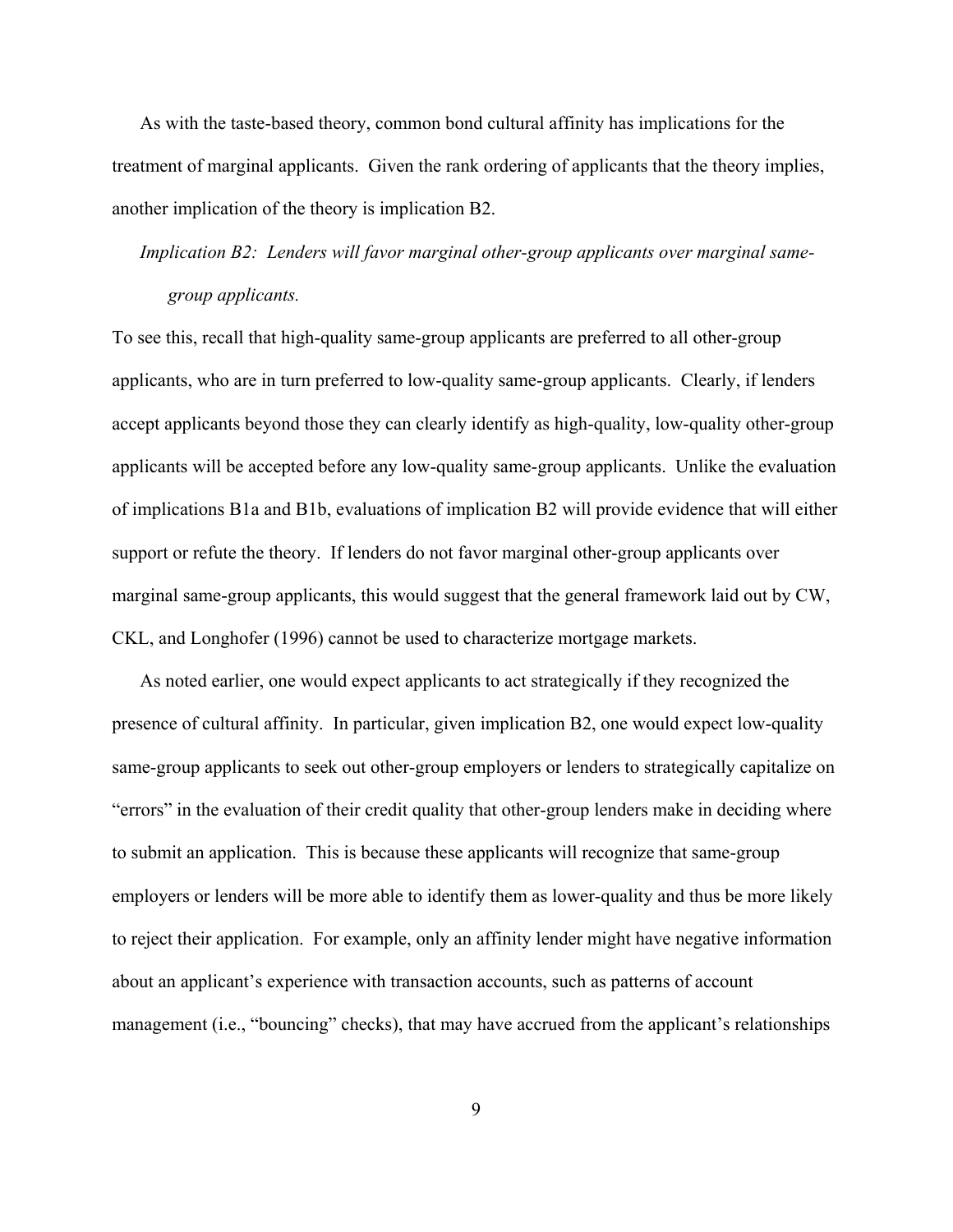As with the taste-based theory, common bond cultural affinity has implications for the treatment of marginal applicants. Given the rank ordering of applicants that the theory implies, another implication of the theory is implication B2.

*Implication B2: Lenders will favor marginal other-group applicants over marginal same-group applicants.*

To see this, recall that high-quality same-group applicants are preferred to all other-group applicants, who are in turn preferred to low-quality same-group applicants. Clearly, if lenders accept applicants beyond those they can clearly identify as high-quality, low-quality other-group applicants will be accepted before any low-quality same-group applicants. Unlike the evaluation of implications B1a and B1b, evaluations of implication B2 will provide evidence that will either support or refute the theory. If lenders do not favor marginal other-group applicants over marginal same-group applicants, this would suggest that the general framework laid out by CW, CKL, and Longhofer (1996) cannot be used to characterize mortgage markets.

As noted earlier, one would expect applicants to act strategically if they recognized the presence of cultural affinity. In particular, given implication B2, one would expect low-quality same-group applicants to seek out other-group employers or lenders to strategically capitalize on "errors" in the evaluation of their credit quality that other-group lenders make in deciding where to submit an application. This is because these applicants will recognize that same-group employers or lenders will be more able to identify them as lower-quality and thus be more likely to reject their application. For example, only an affinity lender might have negative information about an applicant's experience with transaction accounts, such as patterns of account management (i.e., "bouncing" checks), that may have accrued from the applicant's relationships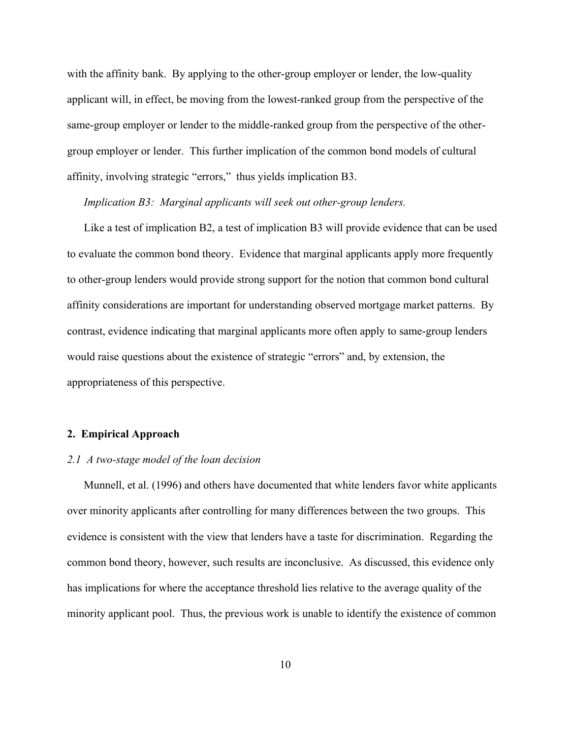with the affinity bank. By applying to the other-group employer or lender, the low-quality applicant will, in effect, be moving from the lowest-ranked group from the perspective of the same-group employer or lender to the middle-ranked group from the perspective of the other-group employer or lender. This further implication of the common bond models of cultural affinity, involving strategic "errors," thus yields implication B3.

*Implication B3: Marginal applicants will seek out other-group lenders.*

Like a test of implication B2, a test of implication B3 will provide evidence that can be used to evaluate the common bond theory. Evidence that marginal applicants apply more frequently to other-group lenders would provide strong support for the notion that common bond cultural affinity considerations are important for understanding observed mortgage market patterns. By contrast, evidence indicating that marginal applicants more often apply to same-group lenders would raise questions about the existence of strategic "errors" and, by extension, the appropriateness of this perspective.

## 2. Empirical Approach

### *2.1 A two-stage model of the loan decision*

Munnell, et al. (1996) and others have documented that white lenders favor white applicants over minority applicants after controlling for many differences between the two groups. This evidence is consistent with the view that lenders have a taste for discrimination. Regarding the common bond theory, however, such results are inconclusive. As discussed, this evidence only has implications for where the acceptance threshold lies relative to the average quality of the minority applicant pool. Thus, the previous work is unable to identify the existence of common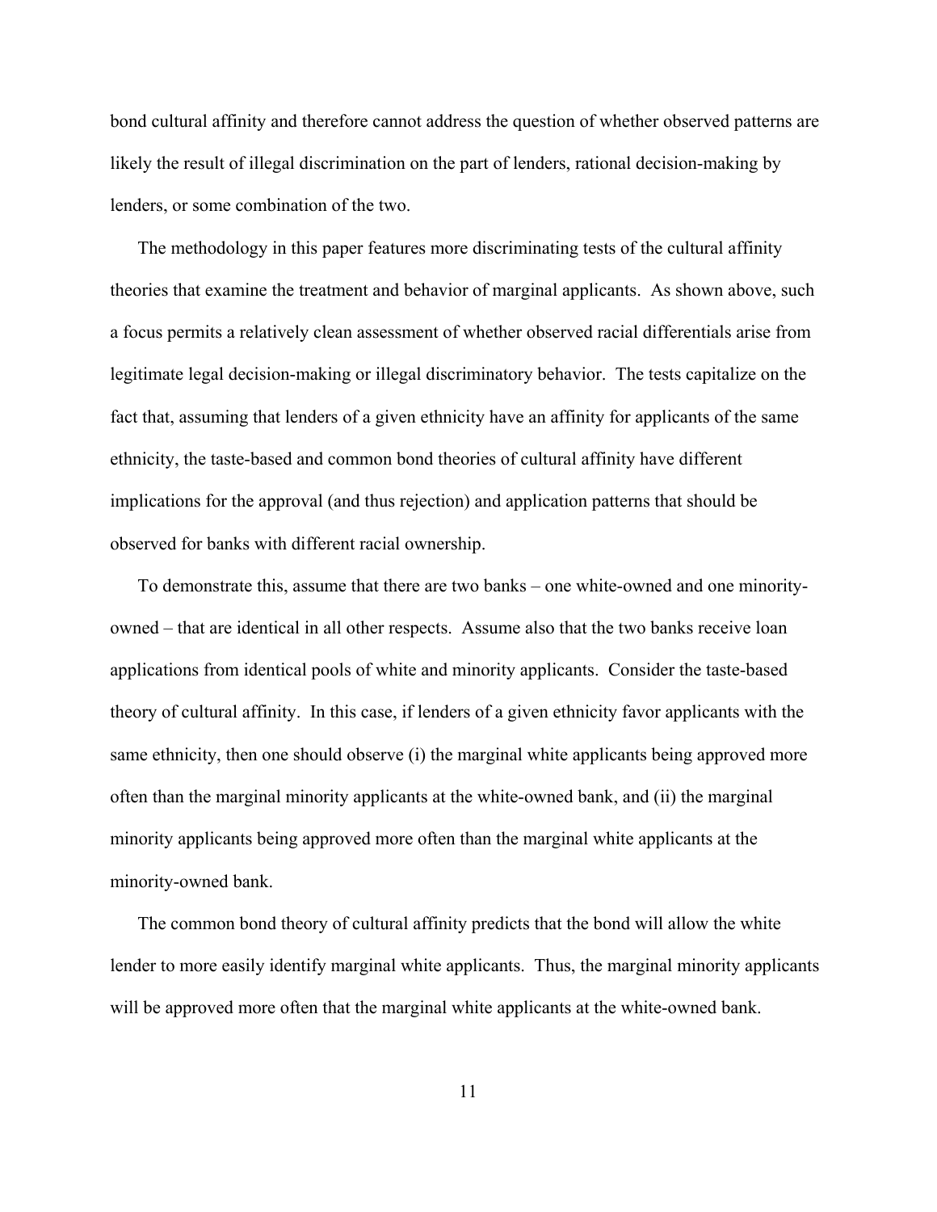bond cultural affinity and therefore cannot address the question of whether observed patterns are likely the result of illegal discrimination on the part of lenders, rational decision-making by lenders, or some combination of the two.

The methodology in this paper features more discriminating tests of the cultural affinity theories that examine the treatment and behavior of marginal applicants. As shown above, such a focus permits a relatively clean assessment of whether observed racial differentials arise from legitimate legal decision-making or illegal discriminatory behavior. The tests capitalize on the fact that, assuming that lenders of a given ethnicity have an affinity for applicants of the same ethnicity, the taste-based and common bond theories of cultural affinity have different implications for the approval (and thus rejection) and application patterns that should be observed for banks with different racial ownership.

To demonstrate this, assume that there are two banks – one white-owned and one minority-owned – that are identical in all other respects. Assume also that the two banks receive loan applications from identical pools of white and minority applicants. Consider the taste-based theory of cultural affinity. In this case, if lenders of a given ethnicity favor applicants with the same ethnicity, then one should observe (i) the marginal white applicants being approved more often than the marginal minority applicants at the white-owned bank, and (ii) the marginal minority applicants being approved more often than the marginal white applicants at the minority-owned bank.

The common bond theory of cultural affinity predicts that the bond will allow the white lender to more easily identify marginal white applicants. Thus, the marginal minority applicants will be approved more often that the marginal white applicants at the white-owned bank.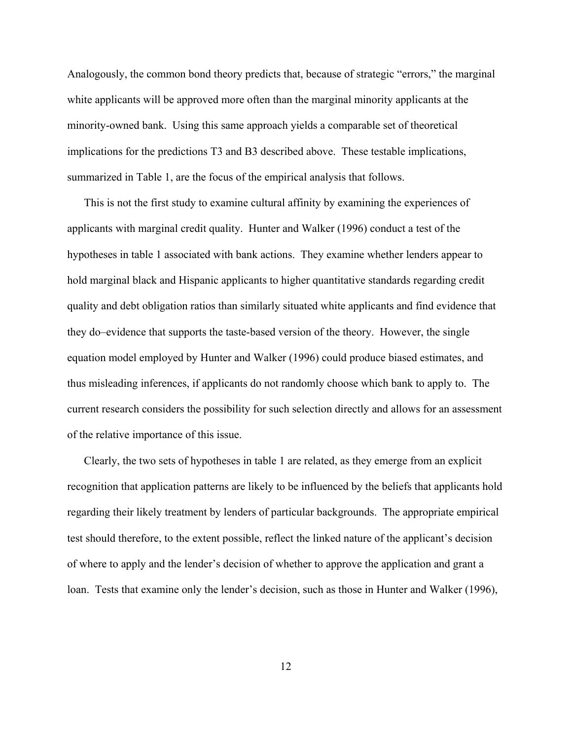Analogously, the common bond theory predicts that, because of strategic "errors," the marginal white applicants will be approved more often than the marginal minority applicants at the minority-owned bank. Using this same approach yields a comparable set of theoretical implications for the predictions T3 and B3 described above. These testable implications, summarized in Table 1, are the focus of the empirical analysis that follows.

This is not the first study to examine cultural affinity by examining the experiences of applicants with marginal credit quality. Hunter and Walker (1996) conduct a test of the hypotheses in table 1 associated with bank actions. They examine whether lenders appear to hold marginal black and Hispanic applicants to higher quantitative standards regarding credit quality and debt obligation ratios than similarly situated white applicants and find evidence that they do–evidence that supports the taste-based version of the theory. However, the single equation model employed by Hunter and Walker (1996) could produce biased estimates, and thus misleading inferences, if applicants do not randomly choose which bank to apply to. The current research considers the possibility for such selection directly and allows for an assessment of the relative importance of this issue.

Clearly, the two sets of hypotheses in table 1 are related, as they emerge from an explicit recognition that application patterns are likely to be influenced by the beliefs that applicants hold regarding their likely treatment by lenders of particular backgrounds. The appropriate empirical test should therefore, to the extent possible, reflect the linked nature of the applicant's decision of where to apply and the lender's decision of whether to approve the application and grant a loan. Tests that examine only the lender's decision, such as those in Hunter and Walker (1996),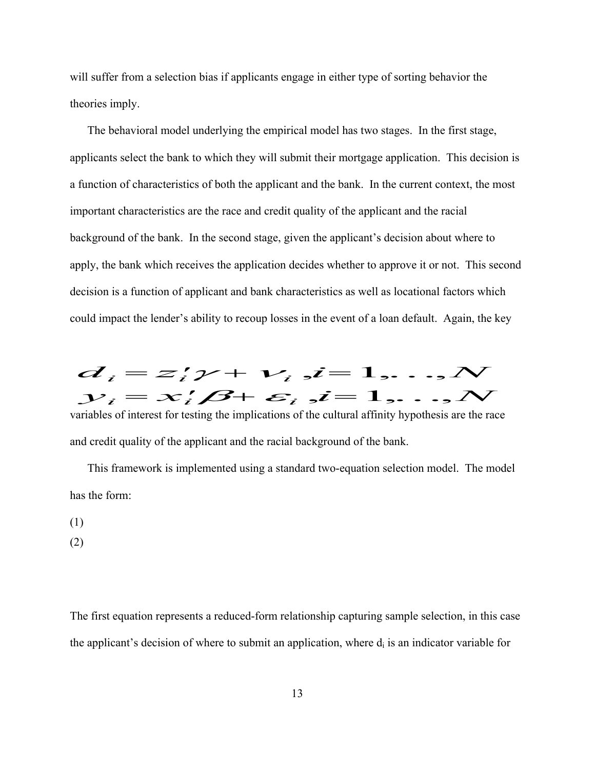will suffer from a selection bias if applicants engage in either type of sorting behavior the theories imply.

The behavioral model underlying the empirical model has two stages. In the first stage, applicants select the bank to which they will submit their mortgage application. This decision is a function of characteristics of both the applicant and the bank. In the current context, the most important characteristics are the race and credit quality of the applicant and the racial background of the bank. In the second stage, given the applicant's decision about where to apply, the bank which receives the application decides whether to approve it or not. This second decision is a function of applicant and bank characteristics as well as locational factors which could impact the lender's ability to recoup losses in the event of a loan default. Again, the key variables of interest for testing the implications of the cultural affinity hypothesis are the race and credit quality of the applicant and the racial background of the bank.

This framework is implemented using a standard two-equation selection model. The model has the form:

$$d_i = z_i'\gamma + \nu_i, \; i = 1, \ldots, N \tag{1}$$

$$y_i = x_i'\beta + \varepsilon_i, \; i = 1, \ldots, N \tag{2}$$

The first equation represents a reduced-form relationship capturing sample selection, in this case the applicant's decision of where to submit an application, where $d_i$ is an indicator variable for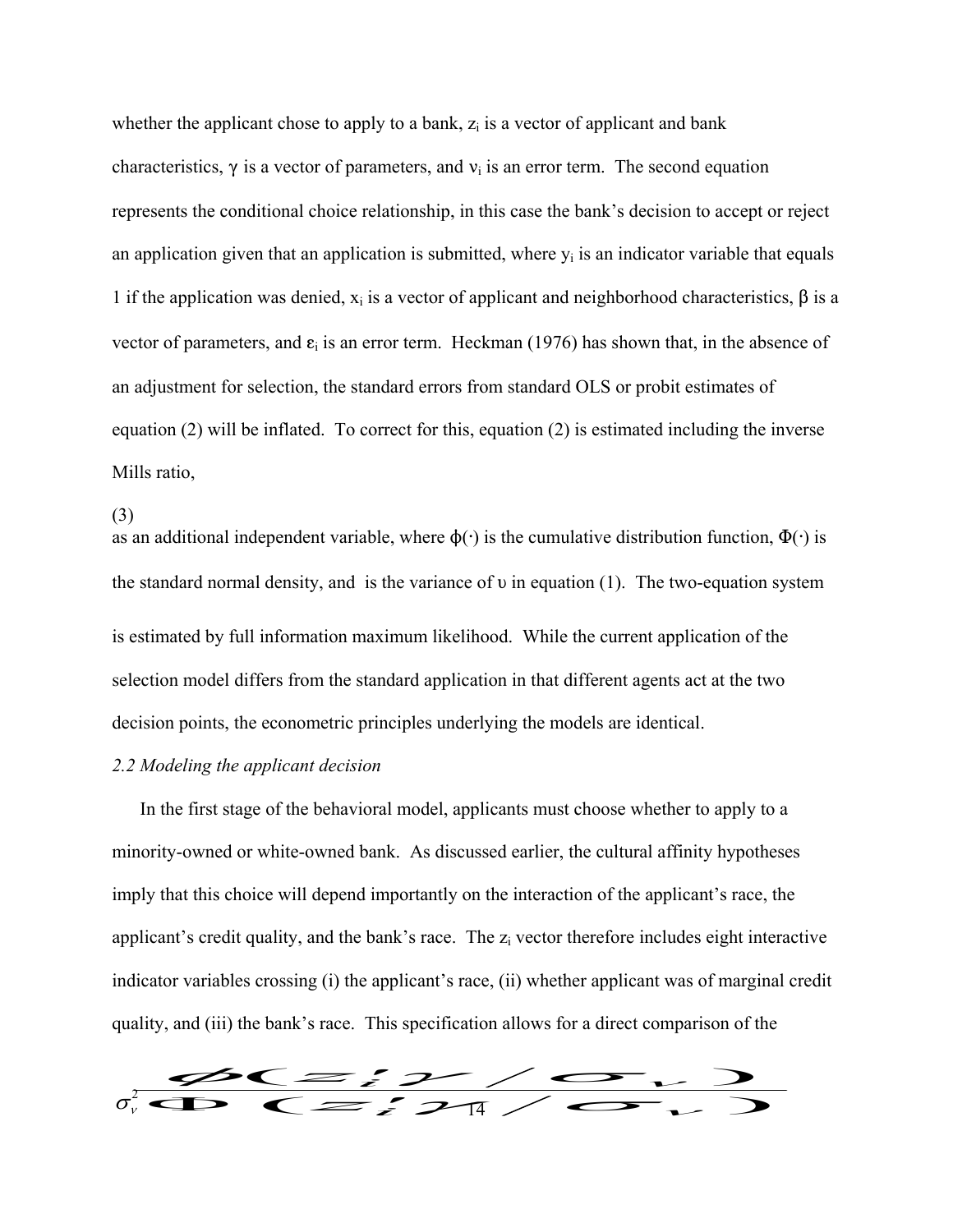whether the applicant chose to apply to a bank, $z_i$ is a vector of applicant and bank characteristics, $\gamma$ is a vector of parameters, and $\nu_i$ is an error term. The second equation represents the conditional choice relationship, in this case the bank's decision to accept or reject an application given that an application is submitted, where $y_i$ is an indicator variable that equals 1 if the application was denied, $x_i$ is a vector of applicant and neighborhood characteristics, $\beta$ is a vector of parameters, and $\varepsilon_i$ is an error term. Heckman (1976) has shown that, in the absence of an adjustment for selection, the standard errors from standard OLS or probit estimates of equation (2) will be inflated. To correct for this, equation (2) is estimated including the inverse Mills ratio,

$$\sigma_\nu^2 \frac{\phi(z_i'\gamma / \sigma_\nu)}{\Phi(z_i'\gamma / \sigma_\nu)} \qquad (3)$$

as an additional independent variable, where $\phi(\cdot)$ is the cumulative distribution function, $\Phi(\cdot)$ is the standard normal density, and is the variance of $\upsilon$ in equation (1). The two-equation system is estimated by full information maximum likelihood. While the current application of the selection model differs from the standard application in that different agents act at the two decision points, the econometric principles underlying the models are identical.

*2.2 Modeling the applicant decision*

In the first stage of the behavioral model, applicants must choose whether to apply to a minority-owned or white-owned bank. As discussed earlier, the cultural affinity hypotheses imply that this choice will depend importantly on the interaction of the applicant's race, the applicant's credit quality, and the bank's race. The $z_i$ vector therefore includes eight interactive indicator variables crossing (i) the applicant's race, (ii) whether applicant was of marginal credit quality, and (iii) the bank's race. This specification allows for a direct comparison of the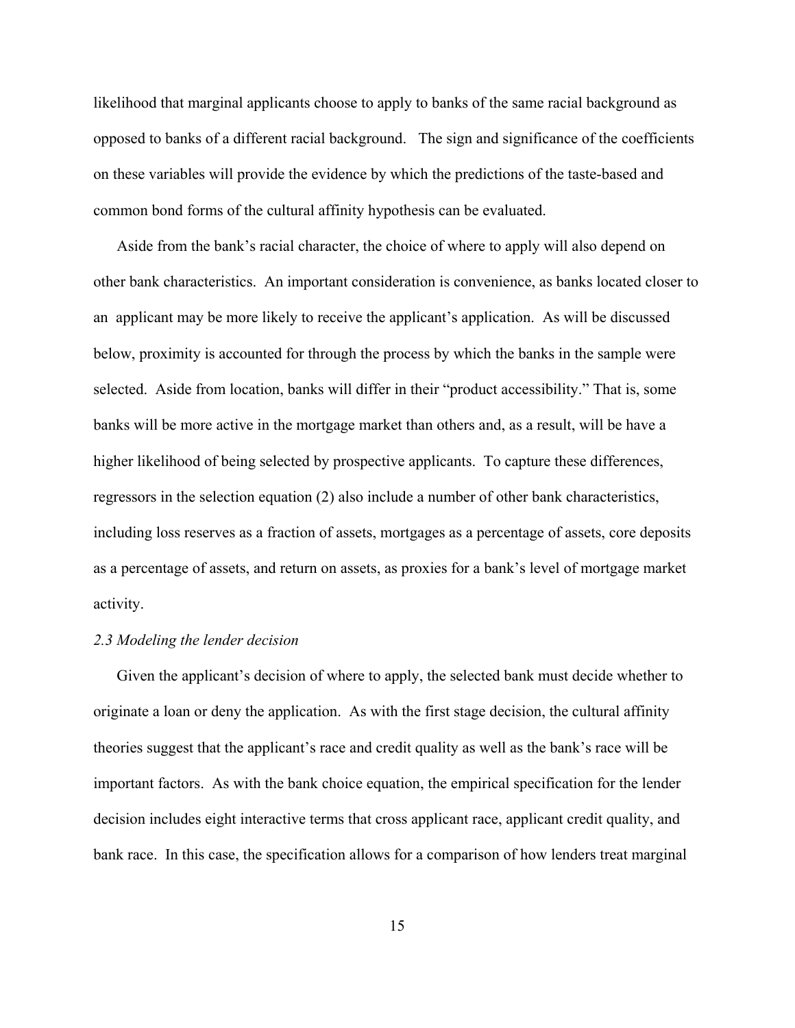likelihood that marginal applicants choose to apply to banks of the same racial background as opposed to banks of a different racial background. The sign and significance of the coefficients on these variables will provide the evidence by which the predictions of the taste-based and common bond forms of the cultural affinity hypothesis can be evaluated.

Aside from the bank's racial character, the choice of where to apply will also depend on other bank characteristics. An important consideration is convenience, as banks located closer to an applicant may be more likely to receive the applicant's application. As will be discussed below, proximity is accounted for through the process by which the banks in the sample were selected. Aside from location, banks will differ in their "product accessibility." That is, some banks will be more active in the mortgage market than others and, as a result, will be have a higher likelihood of being selected by prospective applicants. To capture these differences, regressors in the selection equation (2) also include a number of other bank characteristics, including loss reserves as a fraction of assets, mortgages as a percentage of assets, core deposits as a percentage of assets, and return on assets, as proxies for a bank's level of mortgage market activity.

*2.3 Modeling the lender decision*

Given the applicant's decision of where to apply, the selected bank must decide whether to originate a loan or deny the application. As with the first stage decision, the cultural affinity theories suggest that the applicant's race and credit quality as well as the bank's race will be important factors. As with the bank choice equation, the empirical specification for the lender decision includes eight interactive terms that cross applicant race, applicant credit quality, and bank race. In this case, the specification allows for a comparison of how lenders treat marginal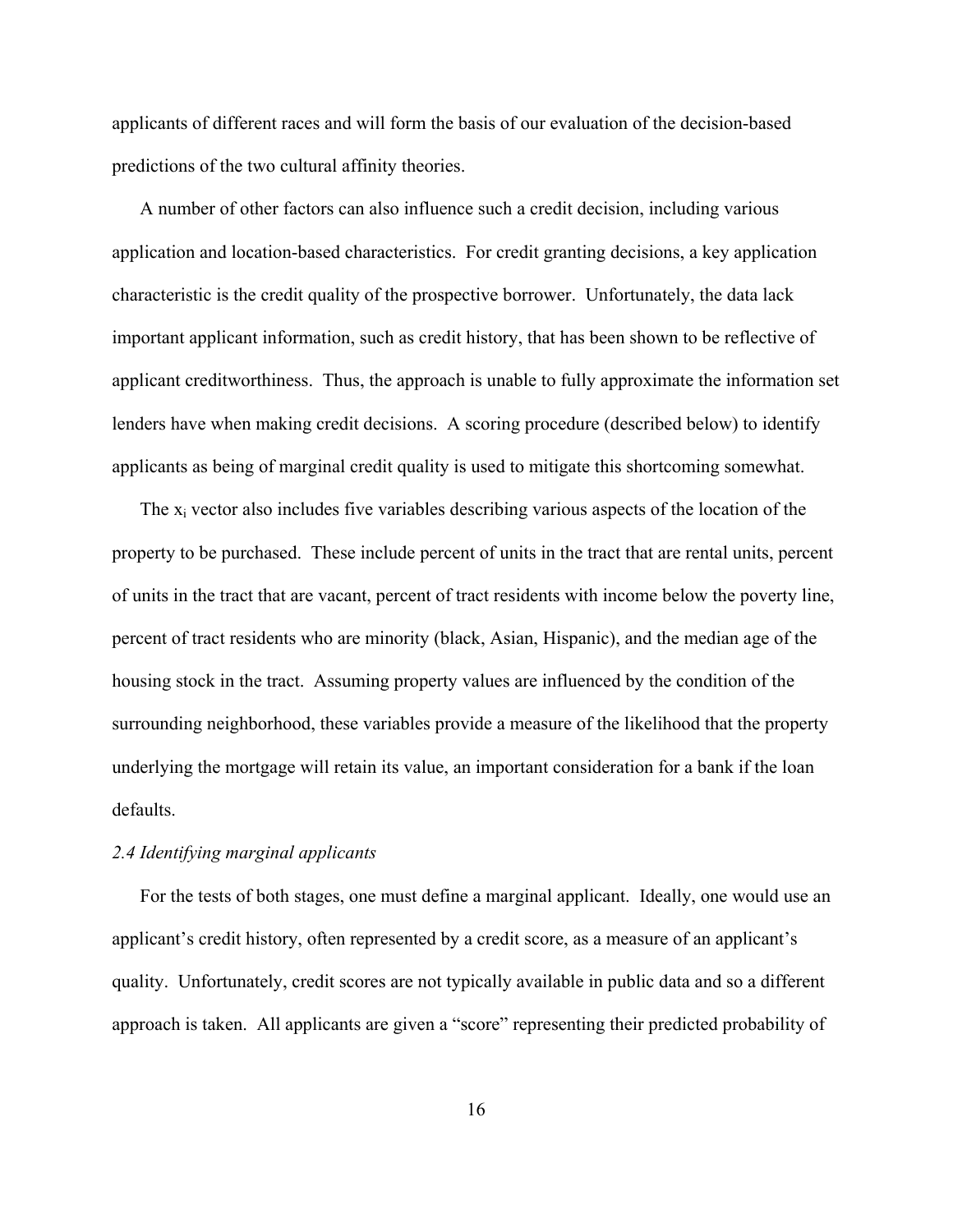applicants of different races and will form the basis of our evaluation of the decision-based predictions of the two cultural affinity theories.

A number of other factors can also influence such a credit decision, including various application and location-based characteristics. For credit granting decisions, a key application characteristic is the credit quality of the prospective borrower. Unfortunately, the data lack important applicant information, such as credit history, that has been shown to be reflective of applicant creditworthiness. Thus, the approach is unable to fully approximate the information set lenders have when making credit decisions. A scoring procedure (described below) to identify applicants as being of marginal credit quality is used to mitigate this shortcoming somewhat.

The $x_i$ vector also includes five variables describing various aspects of the location of the property to be purchased. These include percent of units in the tract that are rental units, percent of units in the tract that are vacant, percent of tract residents with income below the poverty line, percent of tract residents who are minority (black, Asian, Hispanic), and the median age of the housing stock in the tract. Assuming property values are influenced by the condition of the surrounding neighborhood, these variables provide a measure of the likelihood that the property underlying the mortgage will retain its value, an important consideration for a bank if the loan defaults.

### *2.4 Identifying marginal applicants*

For the tests of both stages, one must define a marginal applicant. Ideally, one would use an applicant's credit history, often represented by a credit score, as a measure of an applicant's quality. Unfortunately, credit scores are not typically available in public data and so a different approach is taken. All applicants are given a "score" representing their predicted probability of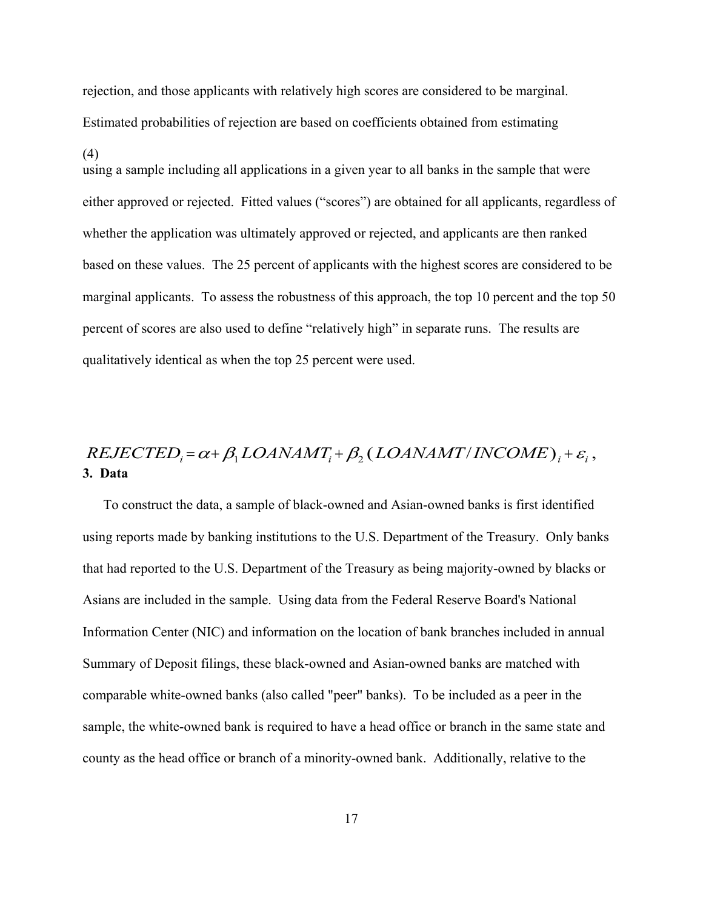rejection, and those applicants with relatively high scores are considered to be marginal. Estimated probabilities of rejection are based on coefficients obtained from estimating

$$REJECTED_i = \alpha + \beta_1 LOANAMT_i + \beta_2 (LOANAMT/INCOME)_i + \varepsilon_i \,, \tag{4}$$

using a sample including all applications in a given year to all banks in the sample that were either approved or rejected. Fitted values ("scores") are obtained for all applicants, regardless of whether the application was ultimately approved or rejected, and applicants are then ranked based on these values. The 25 percent of applicants with the highest scores are considered to be marginal applicants. To assess the robustness of this approach, the top 10 percent and the top 50 percent of scores are also used to define "relatively high" in separate runs. The results are qualitatively identical as when the top 25 percent were used.

## 3. Data

To construct the data, a sample of black-owned and Asian-owned banks is first identified using reports made by banking institutions to the U.S. Department of the Treasury. Only banks that had reported to the U.S. Department of the Treasury as being majority-owned by blacks or Asians are included in the sample. Using data from the Federal Reserve Board's National Information Center (NIC) and information on the location of bank branches included in annual Summary of Deposit filings, these black-owned and Asian-owned banks are matched with comparable white-owned banks (also called "peer" banks). To be included as a peer in the sample, the white-owned bank is required to have a head office or branch in the same state and county as the head office or branch of a minority-owned bank. Additionally, relative to the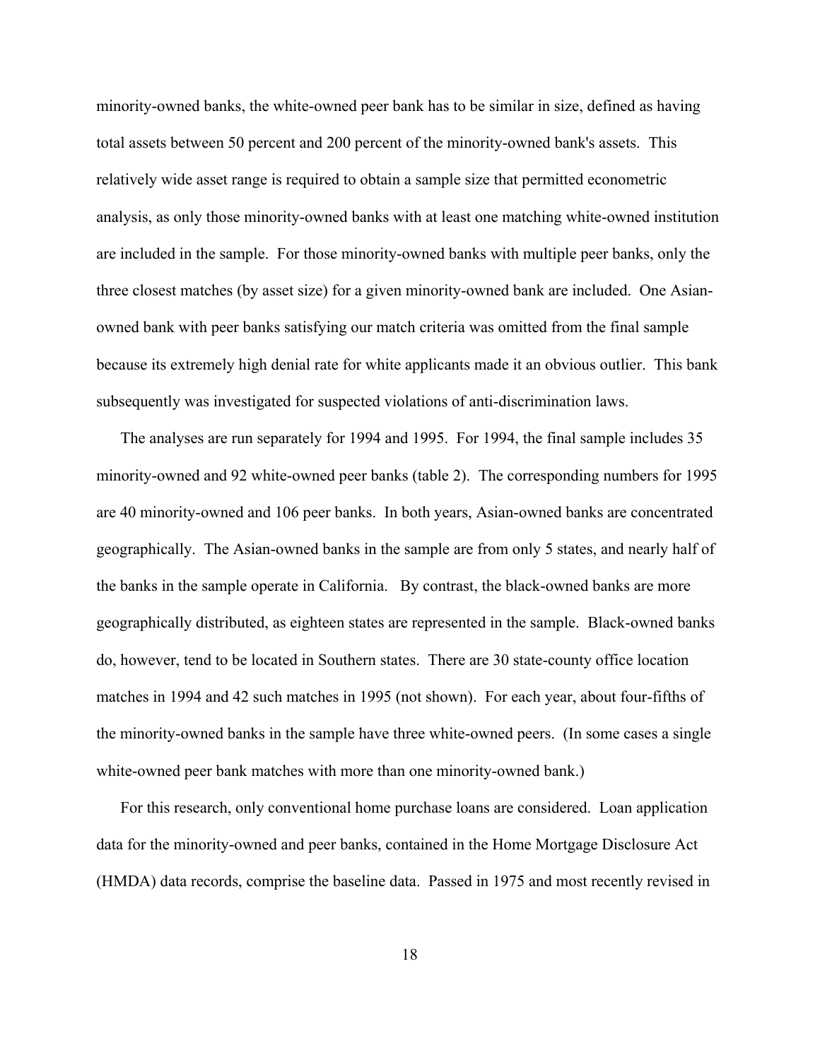minority-owned banks, the white-owned peer bank has to be similar in size, defined as having total assets between 50 percent and 200 percent of the minority-owned bank's assets. This relatively wide asset range is required to obtain a sample size that permitted econometric analysis, as only those minority-owned banks with at least one matching white-owned institution are included in the sample. For those minority-owned banks with multiple peer banks, only the three closest matches (by asset size) for a given minority-owned bank are included. One Asian-owned bank with peer banks satisfying our match criteria was omitted from the final sample because its extremely high denial rate for white applicants made it an obvious outlier. This bank subsequently was investigated for suspected violations of anti-discrimination laws.

The analyses are run separately for 1994 and 1995. For 1994, the final sample includes 35 minority-owned and 92 white-owned peer banks (table 2). The corresponding numbers for 1995 are 40 minority-owned and 106 peer banks. In both years, Asian-owned banks are concentrated geographically. The Asian-owned banks in the sample are from only 5 states, and nearly half of the banks in the sample operate in California. By contrast, the black-owned banks are more geographically distributed, as eighteen states are represented in the sample. Black-owned banks do, however, tend to be located in Southern states. There are 30 state-county office location matches in 1994 and 42 such matches in 1995 (not shown). For each year, about four-fifths of the minority-owned banks in the sample have three white-owned peers. (In some cases a single white-owned peer bank matches with more than one minority-owned bank.)

For this research, only conventional home purchase loans are considered. Loan application data for the minority-owned and peer banks, contained in the Home Mortgage Disclosure Act (HMDA) data records, comprise the baseline data. Passed in 1975 and most recently revised in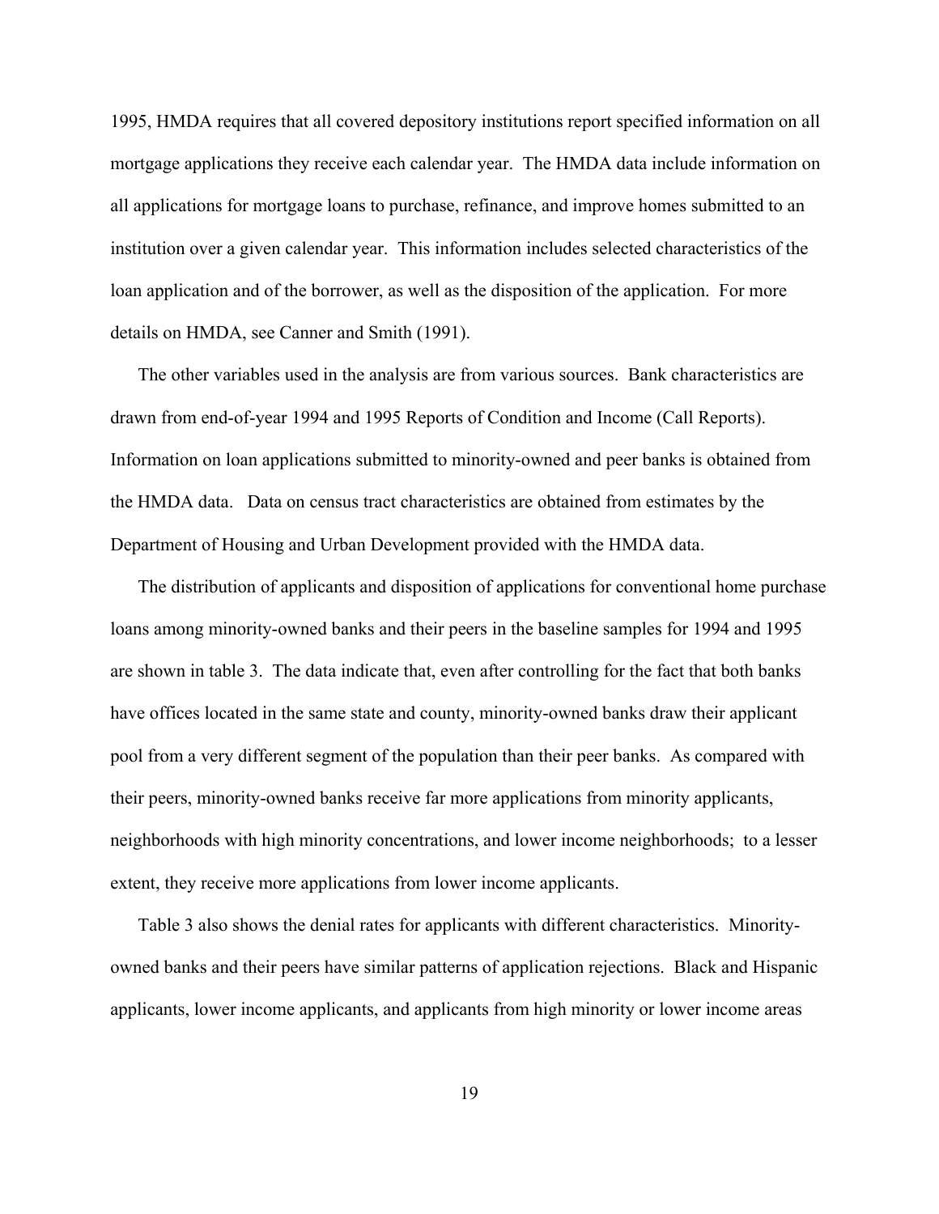1995, HMDA requires that all covered depository institutions report specified information on all mortgage applications they receive each calendar year. The HMDA data include information on all applications for mortgage loans to purchase, refinance, and improve homes submitted to an institution over a given calendar year. This information includes selected characteristics of the loan application and of the borrower, as well as the disposition of the application. For more details on HMDA, see Canner and Smith (1991).

The other variables used in the analysis are from various sources. Bank characteristics are drawn from end-of-year 1994 and 1995 Reports of Condition and Income (Call Reports). Information on loan applications submitted to minority-owned and peer banks is obtained from the HMDA data. Data on census tract characteristics are obtained from estimates by the Department of Housing and Urban Development provided with the HMDA data.

The distribution of applicants and disposition of applications for conventional home purchase loans among minority-owned banks and their peers in the baseline samples for 1994 and 1995 are shown in table 3. The data indicate that, even after controlling for the fact that both banks have offices located in the same state and county, minority-owned banks draw their applicant pool from a very different segment of the population than their peer banks. As compared with their peers, minority-owned banks receive far more applications from minority applicants, neighborhoods with high minority concentrations, and lower income neighborhoods; to a lesser extent, they receive more applications from lower income applicants.

Table 3 also shows the denial rates for applicants with different characteristics. Minority-owned banks and their peers have similar patterns of application rejections. Black and Hispanic applicants, lower income applicants, and applicants from high minority or lower income areas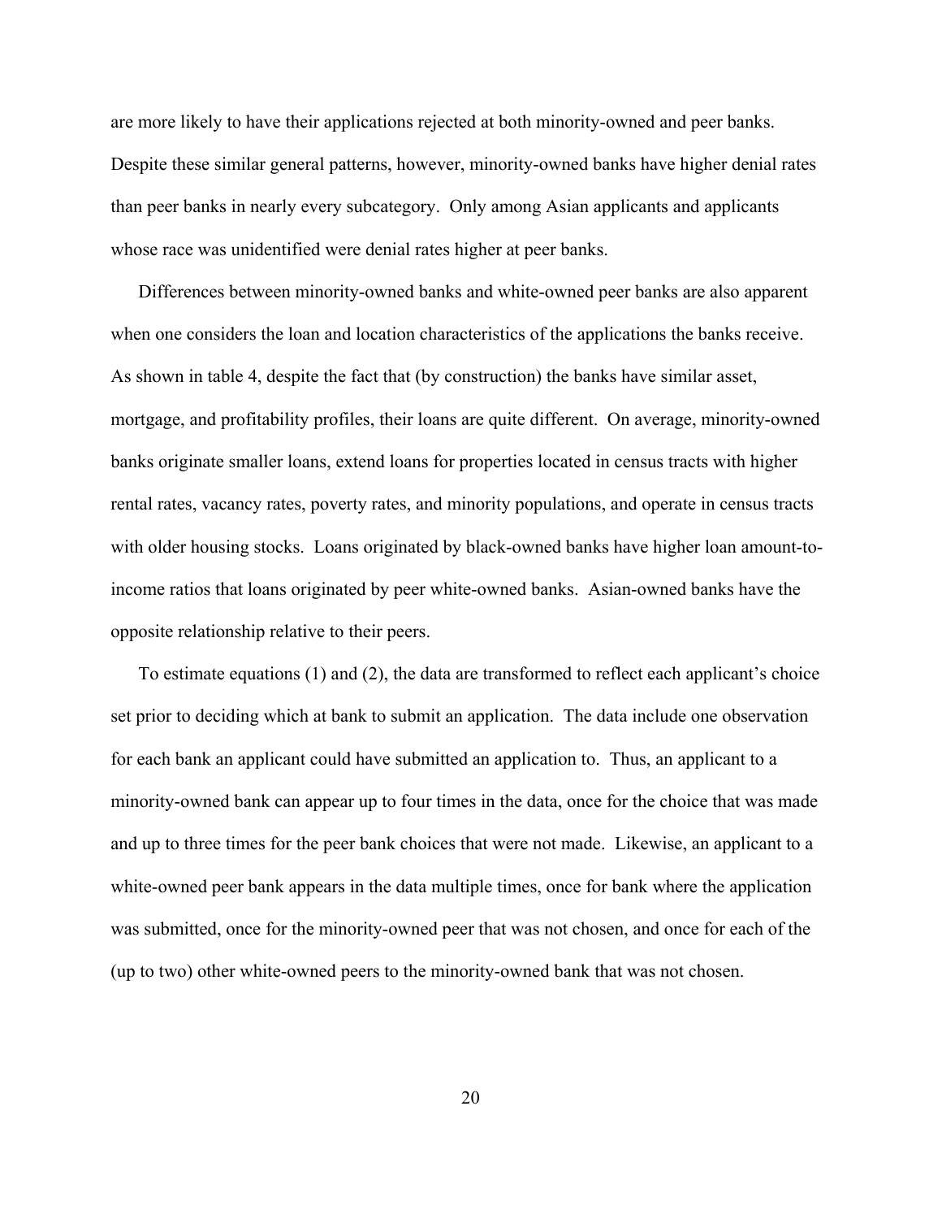are more likely to have their applications rejected at both minority-owned and peer banks. Despite these similar general patterns, however, minority-owned banks have higher denial rates than peer banks in nearly every subcategory. Only among Asian applicants and applicants whose race was unidentified were denial rates higher at peer banks.

Differences between minority-owned banks and white-owned peer banks are also apparent when one considers the loan and location characteristics of the applications the banks receive. As shown in table 4, despite the fact that (by construction) the banks have similar asset, mortgage, and profitability profiles, their loans are quite different. On average, minority-owned banks originate smaller loans, extend loans for properties located in census tracts with higher rental rates, vacancy rates, poverty rates, and minority populations, and operate in census tracts with older housing stocks. Loans originated by black-owned banks have higher loan amount-to-income ratios that loans originated by peer white-owned banks. Asian-owned banks have the opposite relationship relative to their peers.

To estimate equations (1) and (2), the data are transformed to reflect each applicant's choice set prior to deciding which at bank to submit an application. The data include one observation for each bank an applicant could have submitted an application to. Thus, an applicant to a minority-owned bank can appear up to four times in the data, once for the choice that was made and up to three times for the peer bank choices that were not made. Likewise, an applicant to a white-owned peer bank appears in the data multiple times, once for bank where the application was submitted, once for the minority-owned peer that was not chosen, and once for each of the (up to two) other white-owned peers to the minority-owned bank that was not chosen.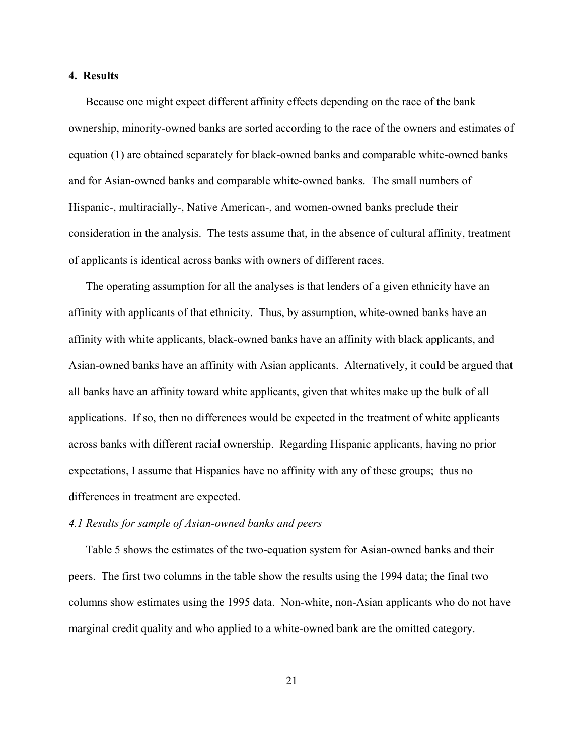## 4. Results

Because one might expect different affinity effects depending on the race of the bank ownership, minority-owned banks are sorted according to the race of the owners and estimates of equation (1) are obtained separately for black-owned banks and comparable white-owned banks and for Asian-owned banks and comparable white-owned banks. The small numbers of Hispanic-, multiracially-, Native American-, and women-owned banks preclude their consideration in the analysis. The tests assume that, in the absence of cultural affinity, treatment of applicants is identical across banks with owners of different races.

The operating assumption for all the analyses is that lenders of a given ethnicity have an affinity with applicants of that ethnicity. Thus, by assumption, white-owned banks have an affinity with white applicants, black-owned banks have an affinity with black applicants, and Asian-owned banks have an affinity with Asian applicants. Alternatively, it could be argued that all banks have an affinity toward white applicants, given that whites make up the bulk of all applications. If so, then no differences would be expected in the treatment of white applicants across banks with different racial ownership. Regarding Hispanic applicants, having no prior expectations, I assume that Hispanics have no affinity with any of these groups; thus no differences in treatment are expected.

### *4.1 Results for sample of Asian-owned banks and peers*

Table 5 shows the estimates of the two-equation system for Asian-owned banks and their peers. The first two columns in the table show the results using the 1994 data; the final two columns show estimates using the 1995 data. Non-white, non-Asian applicants who do not have marginal credit quality and who applied to a white-owned bank are the omitted category.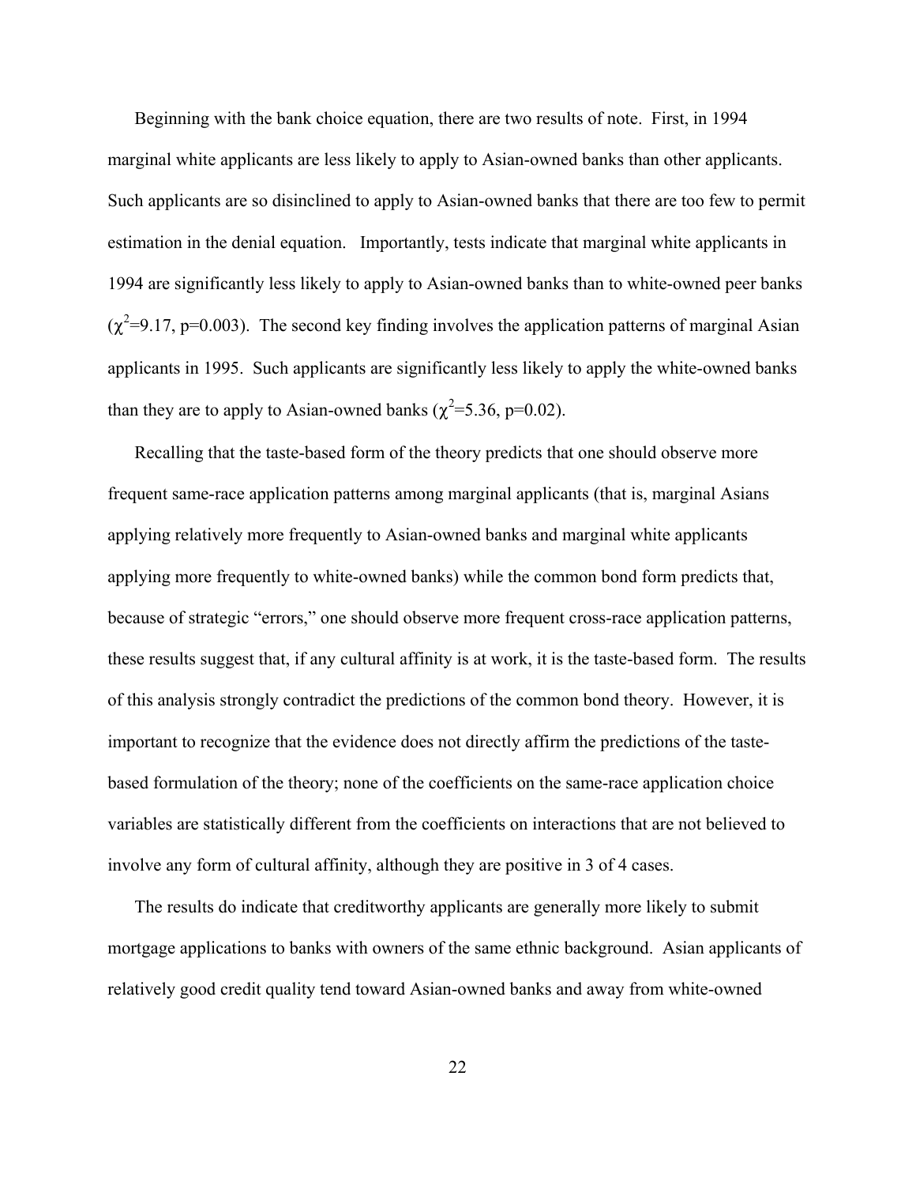Beginning with the bank choice equation, there are two results of note. First, in 1994 marginal white applicants are less likely to apply to Asian-owned banks than other applicants. Such applicants are so disinclined to apply to Asian-owned banks that there are too few to permit estimation in the denial equation. Importantly, tests indicate that marginal white applicants in 1994 are significantly less likely to apply to Asian-owned banks than to white-owned peer banks ($\chi^2$=9.17, p=0.003). The second key finding involves the application patterns of marginal Asian applicants in 1995. Such applicants are significantly less likely to apply the white-owned banks than they are to apply to Asian-owned banks ($\chi^2$=5.36, p=0.02).

Recalling that the taste-based form of the theory predicts that one should observe more frequent same-race application patterns among marginal applicants (that is, marginal Asians applying relatively more frequently to Asian-owned banks and marginal white applicants applying more frequently to white-owned banks) while the common bond form predicts that, because of strategic "errors," one should observe more frequent cross-race application patterns, these results suggest that, if any cultural affinity is at work, it is the taste-based form. The results of this analysis strongly contradict the predictions of the common bond theory. However, it is important to recognize that the evidence does not directly affirm the predictions of the taste-based formulation of the theory; none of the coefficients on the same-race application choice variables are statistically different from the coefficients on interactions that are not believed to involve any form of cultural affinity, although they are positive in 3 of 4 cases.

The results do indicate that creditworthy applicants are generally more likely to submit mortgage applications to banks with owners of the same ethnic background. Asian applicants of relatively good credit quality tend toward Asian-owned banks and away from white-owned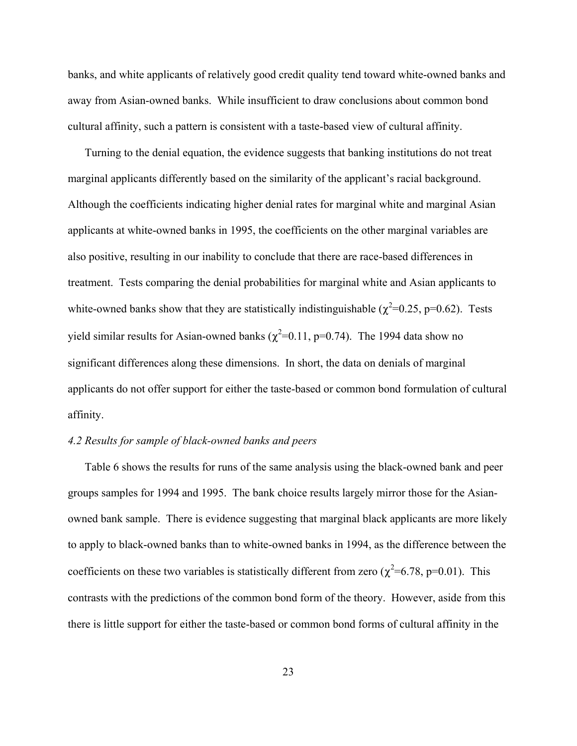banks, and white applicants of relatively good credit quality tend toward white-owned banks and away from Asian-owned banks. While insufficient to draw conclusions about common bond cultural affinity, such a pattern is consistent with a taste-based view of cultural affinity.

Turning to the denial equation, the evidence suggests that banking institutions do not treat marginal applicants differently based on the similarity of the applicant's racial background. Although the coefficients indicating higher denial rates for marginal white and marginal Asian applicants at white-owned banks in 1995, the coefficients on the other marginal variables are also positive, resulting in our inability to conclude that there are race-based differences in treatment. Tests comparing the denial probabilities for marginal white and Asian applicants to white-owned banks show that they are statistically indistinguishable ($\chi^2$=0.25, p=0.62). Tests yield similar results for Asian-owned banks ($\chi^2$=0.11, p=0.74). The 1994 data show no significant differences along these dimensions. In short, the data on denials of marginal applicants do not offer support for either the taste-based or common bond formulation of cultural affinity.

*4.2 Results for sample of black-owned banks and peers*

Table 6 shows the results for runs of the same analysis using the black-owned bank and peer groups samples for 1994 and 1995. The bank choice results largely mirror those for the Asian-owned bank sample. There is evidence suggesting that marginal black applicants are more likely to apply to black-owned banks than to white-owned banks in 1994, as the difference between the coefficients on these two variables is statistically different from zero ($\chi^2$=6.78, p=0.01). This contrasts with the predictions of the common bond form of the theory. However, aside from this there is little support for either the taste-based or common bond forms of cultural affinity in the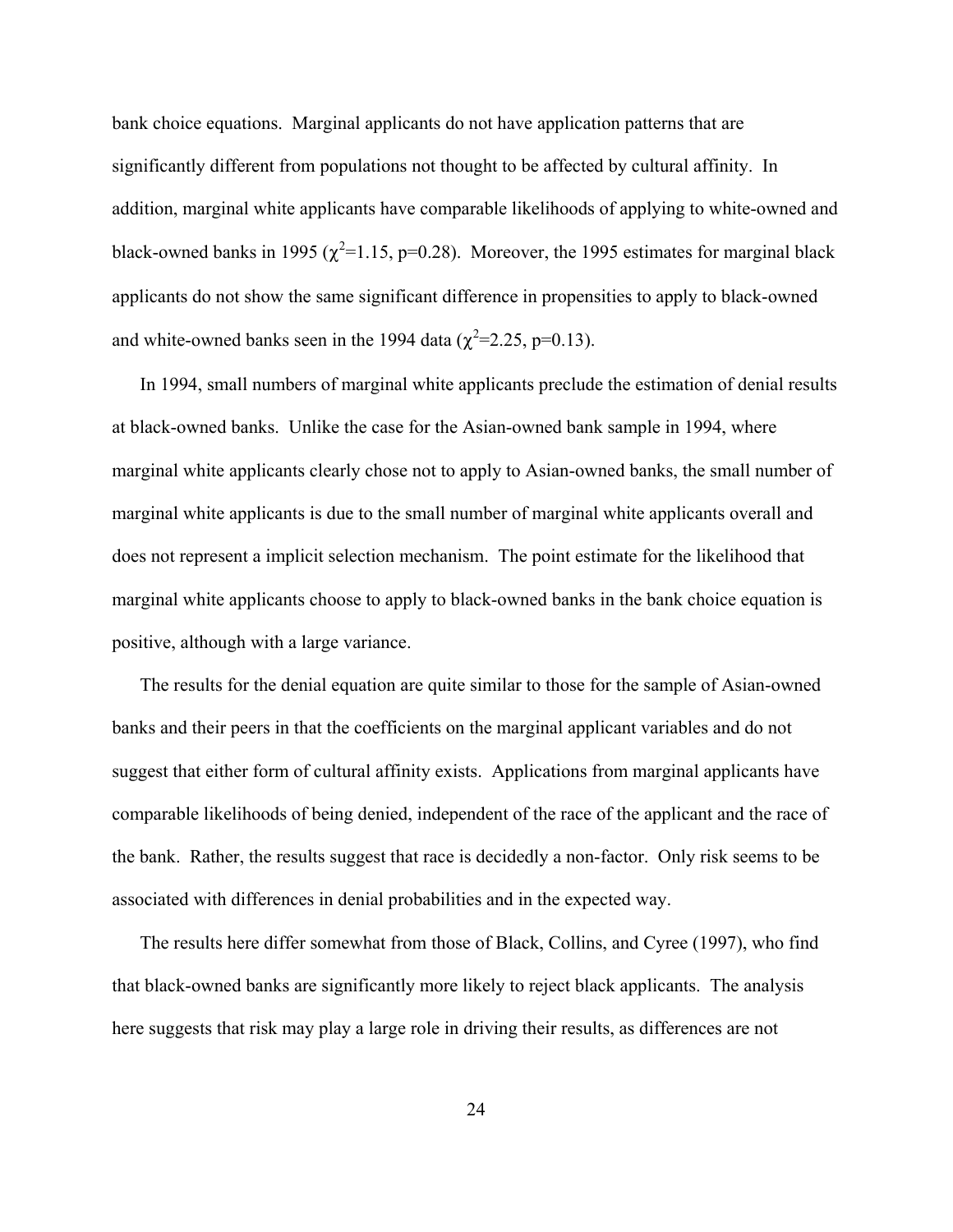bank choice equations. Marginal applicants do not have application patterns that are significantly different from populations not thought to be affected by cultural affinity. In addition, marginal white applicants have comparable likelihoods of applying to white-owned and black-owned banks in 1995 ($\chi^2$=1.15, p=0.28). Moreover, the 1995 estimates for marginal black applicants do not show the same significant difference in propensities to apply to black-owned and white-owned banks seen in the 1994 data ($\chi^2$=2.25, p=0.13).

In 1994, small numbers of marginal white applicants preclude the estimation of denial results at black-owned banks. Unlike the case for the Asian-owned bank sample in 1994, where marginal white applicants clearly chose not to apply to Asian-owned banks, the small number of marginal white applicants is due to the small number of marginal white applicants overall and does not represent a implicit selection mechanism. The point estimate for the likelihood that marginal white applicants choose to apply to black-owned banks in the bank choice equation is positive, although with a large variance.

The results for the denial equation are quite similar to those for the sample of Asian-owned banks and their peers in that the coefficients on the marginal applicant variables and do not suggest that either form of cultural affinity exists. Applications from marginal applicants have comparable likelihoods of being denied, independent of the race of the applicant and the race of the bank. Rather, the results suggest that race is decidedly a non-factor. Only risk seems to be associated with differences in denial probabilities and in the expected way.

The results here differ somewhat from those of Black, Collins, and Cyree (1997), who find that black-owned banks are significantly more likely to reject black applicants. The analysis here suggests that risk may play a large role in driving their results, as differences are not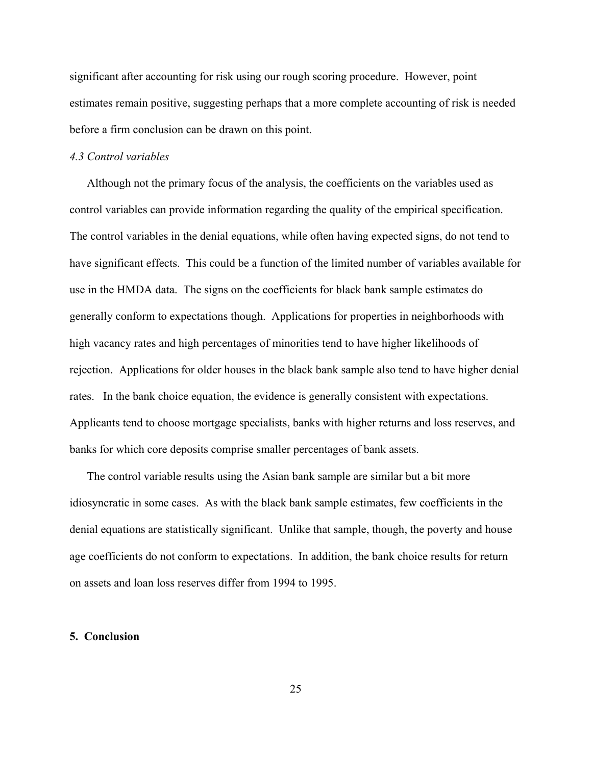significant after accounting for risk using our rough scoring procedure. However, point estimates remain positive, suggesting perhaps that a more complete accounting of risk is needed before a firm conclusion can be drawn on this point.

### *4.3 Control variables*

Although not the primary focus of the analysis, the coefficients on the variables used as control variables can provide information regarding the quality of the empirical specification. The control variables in the denial equations, while often having expected signs, do not tend to have significant effects. This could be a function of the limited number of variables available for use in the HMDA data. The signs on the coefficients for black bank sample estimates do generally conform to expectations though. Applications for properties in neighborhoods with high vacancy rates and high percentages of minorities tend to have higher likelihoods of rejection. Applications for older houses in the black bank sample also tend to have higher denial rates. In the bank choice equation, the evidence is generally consistent with expectations. Applicants tend to choose mortgage specialists, banks with higher returns and loss reserves, and banks for which core deposits comprise smaller percentages of bank assets.

The control variable results using the Asian bank sample are similar but a bit more idiosyncratic in some cases. As with the black bank sample estimates, few coefficients in the denial equations are statistically significant. Unlike that sample, though, the poverty and house age coefficients do not conform to expectations. In addition, the bank choice results for return on assets and loan loss reserves differ from 1994 to 1995.

## 5. Conclusion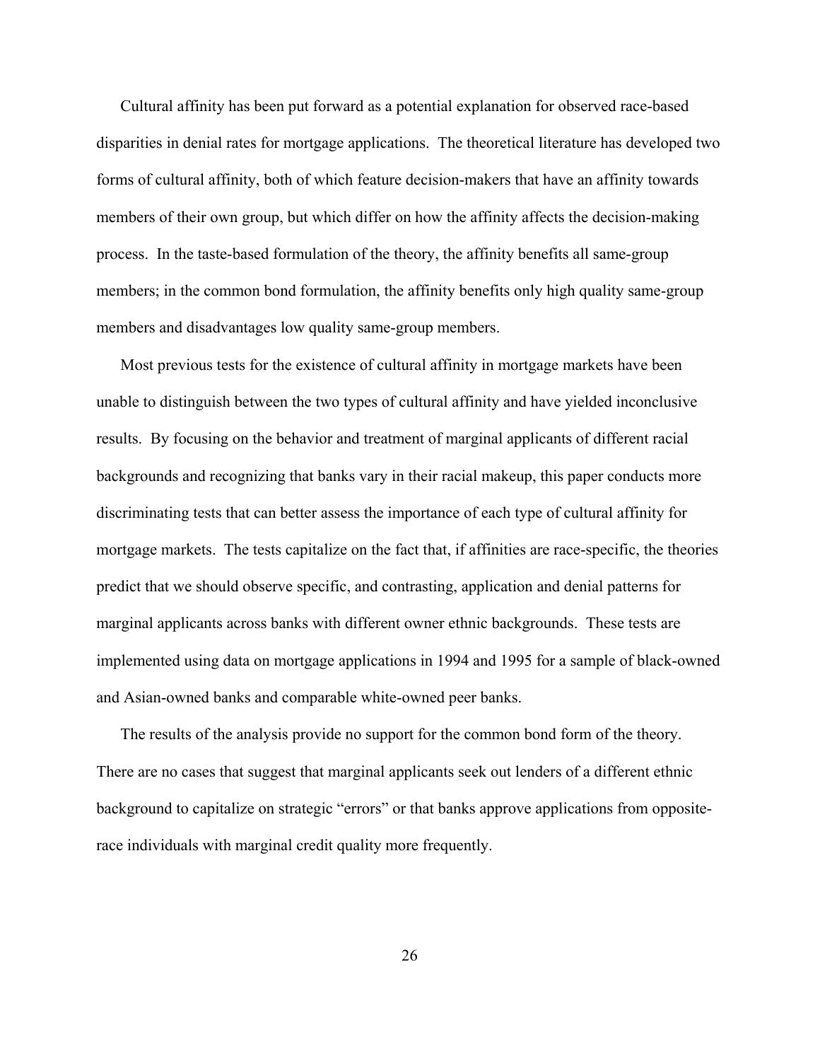Cultural affinity has been put forward as a potential explanation for observed race-based disparities in denial rates for mortgage applications. The theoretical literature has developed two forms of cultural affinity, both of which feature decision-makers that have an affinity towards members of their own group, but which differ on how the affinity affects the decision-making process. In the taste-based formulation of the theory, the affinity benefits all same-group members; in the common bond formulation, the affinity benefits only high quality same-group members and disadvantages low quality same-group members.

Most previous tests for the existence of cultural affinity in mortgage markets have been unable to distinguish between the two types of cultural affinity and have yielded inconclusive results. By focusing on the behavior and treatment of marginal applicants of different racial backgrounds and recognizing that banks vary in their racial makeup, this paper conducts more discriminating tests that can better assess the importance of each type of cultural affinity for mortgage markets. The tests capitalize on the fact that, if affinities are race-specific, the theories predict that we should observe specific, and contrasting, application and denial patterns for marginal applicants across banks with different owner ethnic backgrounds. These tests are implemented using data on mortgage applications in 1994 and 1995 for a sample of black-owned and Asian-owned banks and comparable white-owned peer banks.

The results of the analysis provide no support for the common bond form of the theory. There are no cases that suggest that marginal applicants seek out lenders of a different ethnic background to capitalize on strategic "errors" or that banks approve applications from opposite-race individuals with marginal credit quality more frequently.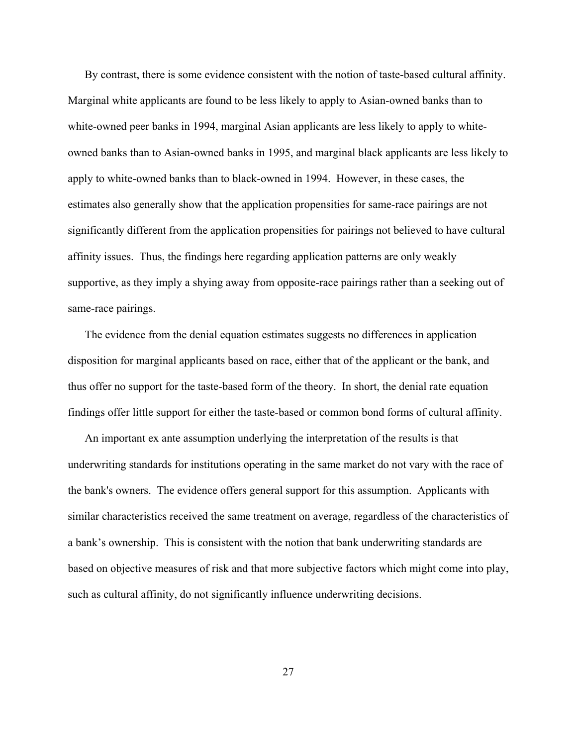By contrast, there is some evidence consistent with the notion of taste-based cultural affinity. Marginal white applicants are found to be less likely to apply to Asian-owned banks than to white-owned peer banks in 1994, marginal Asian applicants are less likely to apply to white-owned banks than to Asian-owned banks in 1995, and marginal black applicants are less likely to apply to white-owned banks than to black-owned in 1994. However, in these cases, the estimates also generally show that the application propensities for same-race pairings are not significantly different from the application propensities for pairings not believed to have cultural affinity issues. Thus, the findings here regarding application patterns are only weakly supportive, as they imply a shying away from opposite-race pairings rather than a seeking out of same-race pairings.

The evidence from the denial equation estimates suggests no differences in application disposition for marginal applicants based on race, either that of the applicant or the bank, and thus offer no support for the taste-based form of the theory. In short, the denial rate equation findings offer little support for either the taste-based or common bond forms of cultural affinity.

An important ex ante assumption underlying the interpretation of the results is that underwriting standards for institutions operating in the same market do not vary with the race of the bank's owners. The evidence offers general support for this assumption. Applicants with similar characteristics received the same treatment on average, regardless of the characteristics of a bank's ownership. This is consistent with the notion that bank underwriting standards are based on objective measures of risk and that more subjective factors which might come into play, such as cultural affinity, do not significantly influence underwriting decisions.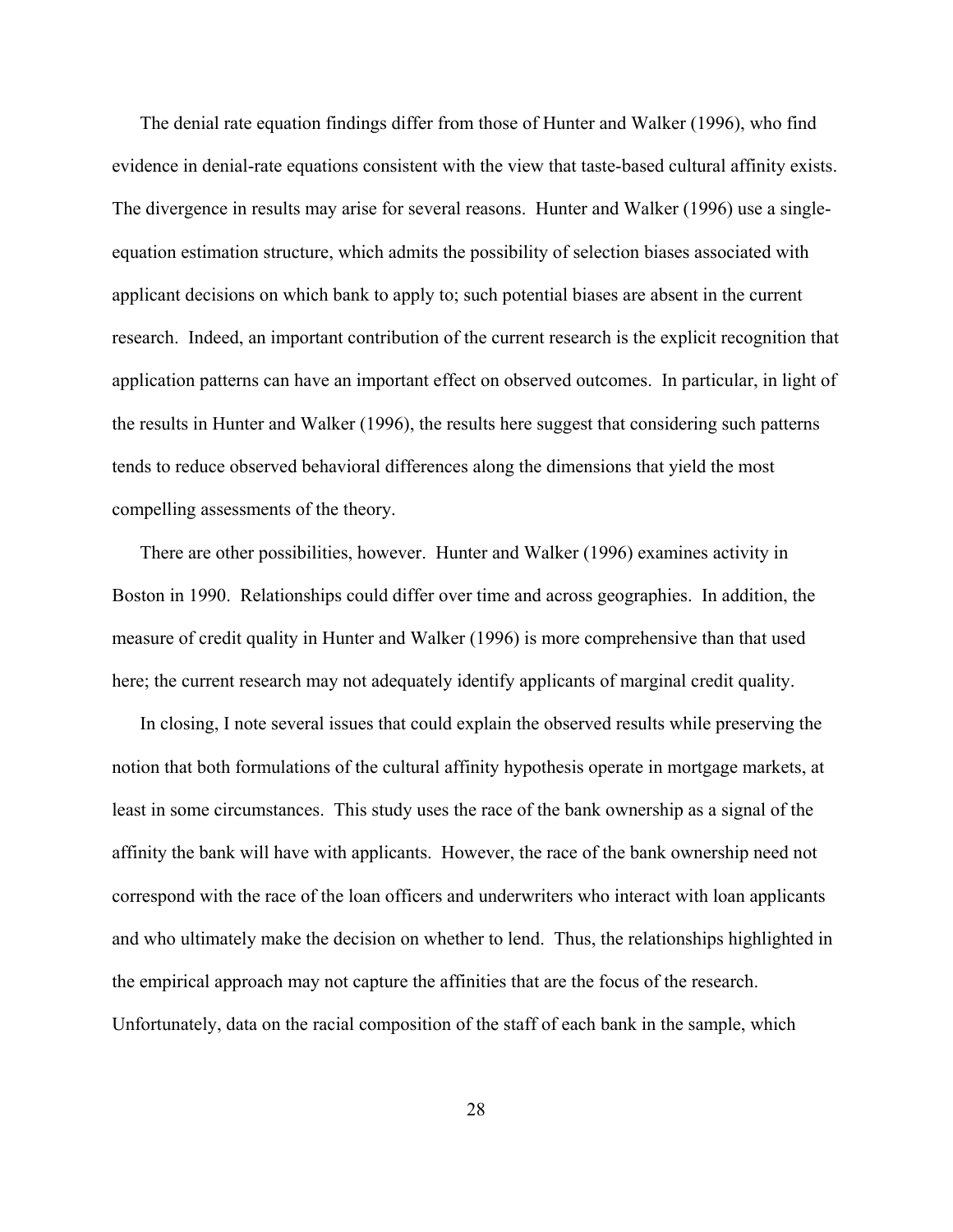The denial rate equation findings differ from those of Hunter and Walker (1996), who find evidence in denial-rate equations consistent with the view that taste-based cultural affinity exists. The divergence in results may arise for several reasons. Hunter and Walker (1996) use a single-equation estimation structure, which admits the possibility of selection biases associated with applicant decisions on which bank to apply to; such potential biases are absent in the current research. Indeed, an important contribution of the current research is the explicit recognition that application patterns can have an important effect on observed outcomes. In particular, in light of the results in Hunter and Walker (1996), the results here suggest that considering such patterns tends to reduce observed behavioral differences along the dimensions that yield the most compelling assessments of the theory.

There are other possibilities, however. Hunter and Walker (1996) examines activity in Boston in 1990. Relationships could differ over time and across geographies. In addition, the measure of credit quality in Hunter and Walker (1996) is more comprehensive than that used here; the current research may not adequately identify applicants of marginal credit quality.

In closing, I note several issues that could explain the observed results while preserving the notion that both formulations of the cultural affinity hypothesis operate in mortgage markets, at least in some circumstances. This study uses the race of the bank ownership as a signal of the affinity the bank will have with applicants. However, the race of the bank ownership need not correspond with the race of the loan officers and underwriters who interact with loan applicants and who ultimately make the decision on whether to lend. Thus, the relationships highlighted in the empirical approach may not capture the affinities that are the focus of the research. Unfortunately, data on the racial composition of the staff of each bank in the sample, which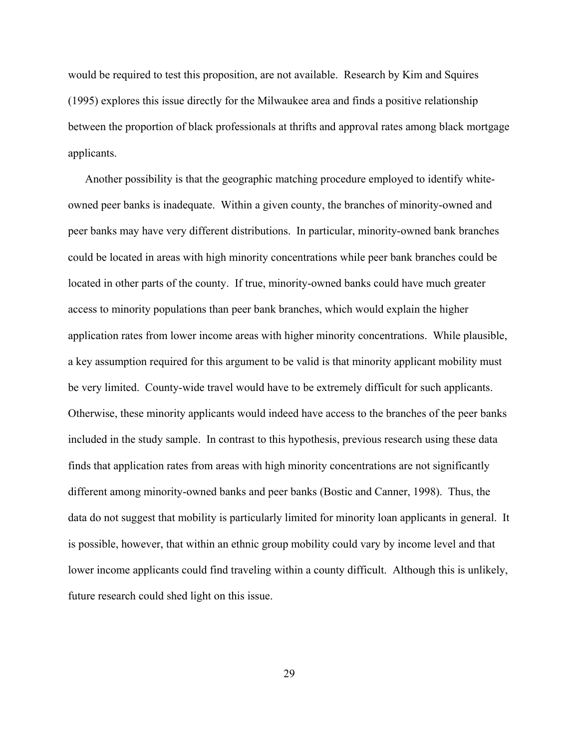would be required to test this proposition, are not available. Research by Kim and Squires (1995) explores this issue directly for the Milwaukee area and finds a positive relationship between the proportion of black professionals at thrifts and approval rates among black mortgage applicants.

Another possibility is that the geographic matching procedure employed to identify white-owned peer banks is inadequate. Within a given county, the branches of minority-owned and peer banks may have very different distributions. In particular, minority-owned bank branches could be located in areas with high minority concentrations while peer bank branches could be located in other parts of the county. If true, minority-owned banks could have much greater access to minority populations than peer bank branches, which would explain the higher application rates from lower income areas with higher minority concentrations. While plausible, a key assumption required for this argument to be valid is that minority applicant mobility must be very limited. County-wide travel would have to be extremely difficult for such applicants. Otherwise, these minority applicants would indeed have access to the branches of the peer banks included in the study sample. In contrast to this hypothesis, previous research using these data finds that application rates from areas with high minority concentrations are not significantly different among minority-owned banks and peer banks (Bostic and Canner, 1998). Thus, the data do not suggest that mobility is particularly limited for minority loan applicants in general. It is possible, however, that within an ethnic group mobility could vary by income level and that lower income applicants could find traveling within a county difficult. Although this is unlikely, future research could shed light on this issue.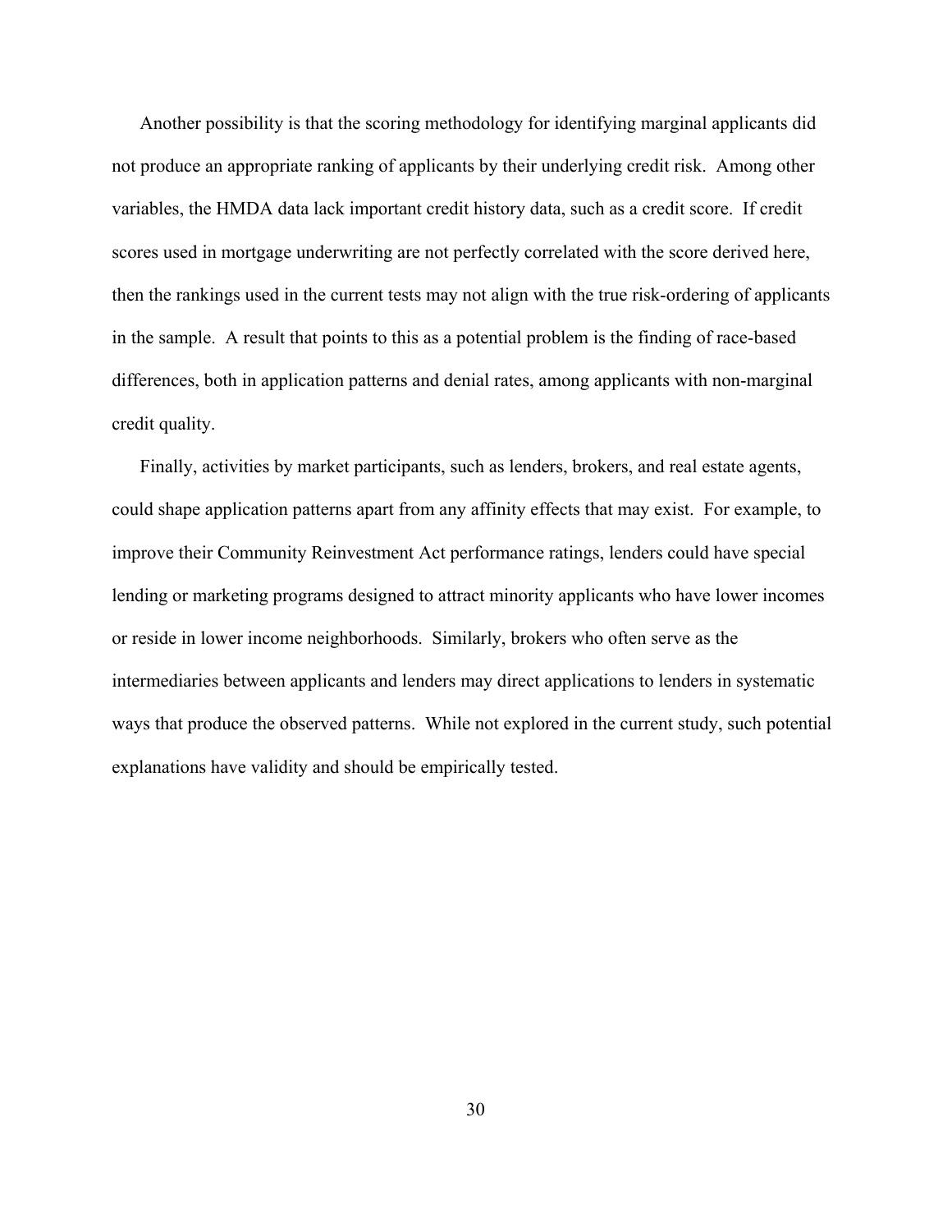Another possibility is that the scoring methodology for identifying marginal applicants did not produce an appropriate ranking of applicants by their underlying credit risk. Among other variables, the HMDA data lack important credit history data, such as a credit score. If credit scores used in mortgage underwriting are not perfectly correlated with the score derived here, then the rankings used in the current tests may not align with the true risk-ordering of applicants in the sample. A result that points to this as a potential problem is the finding of race-based differences, both in application patterns and denial rates, among applicants with non-marginal credit quality.

Finally, activities by market participants, such as lenders, brokers, and real estate agents, could shape application patterns apart from any affinity effects that may exist. For example, to improve their Community Reinvestment Act performance ratings, lenders could have special lending or marketing programs designed to attract minority applicants who have lower incomes or reside in lower income neighborhoods. Similarly, brokers who often serve as the intermediaries between applicants and lenders may direct applications to lenders in systematic ways that produce the observed patterns. While not explored in the current study, such potential explanations have validity and should be empirically tested.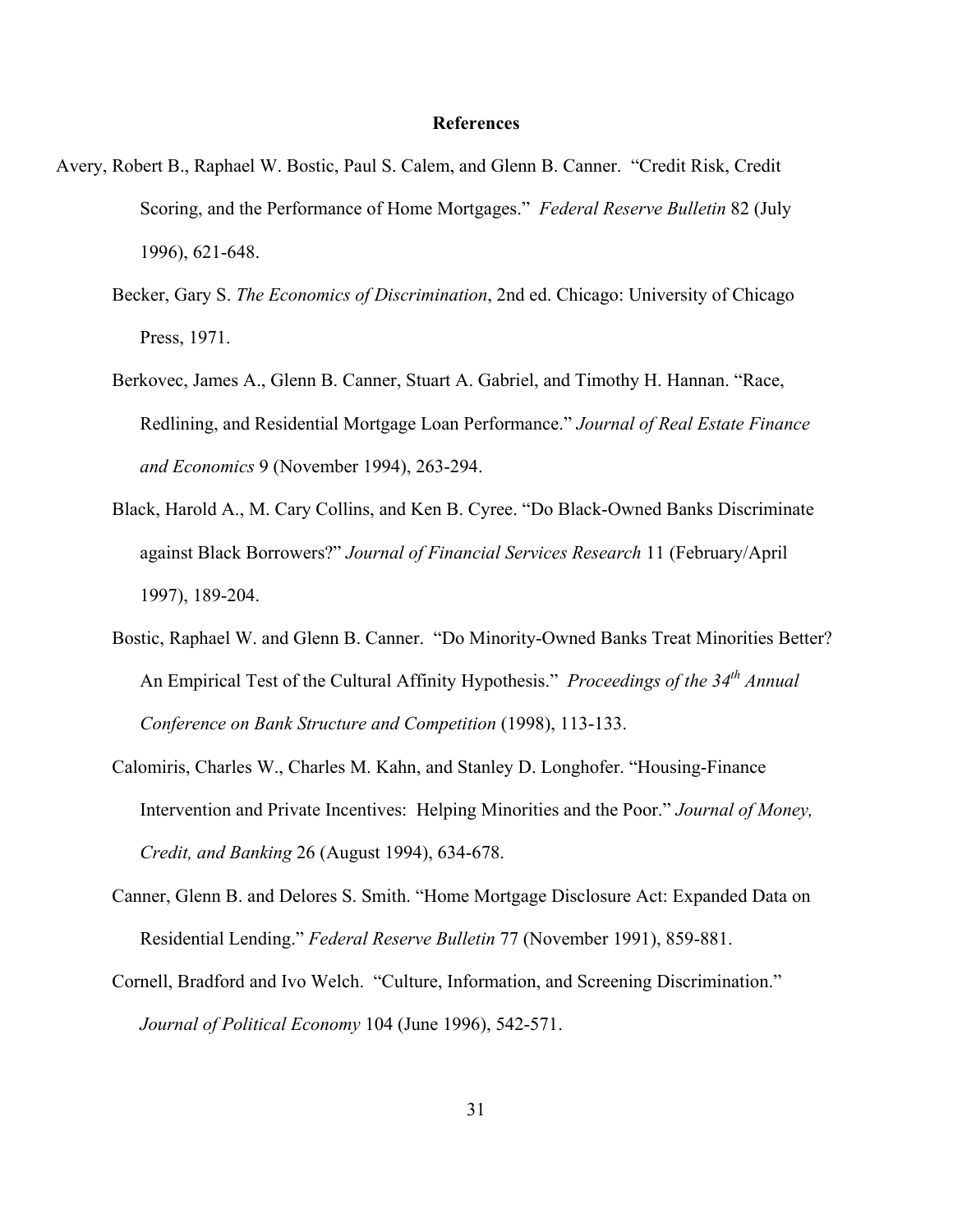## References

Avery, Robert B., Raphael W. Bostic, Paul S. Calem, and Glenn B. Canner. "Credit Risk, Credit Scoring, and the Performance of Home Mortgages." *Federal Reserve Bulletin* 82 (July 1996), 621-648.

Becker, Gary S. *The Economics of Discrimination*, 2nd ed. Chicago: University of Chicago Press, 1971.

Berkovec, James A., Glenn B. Canner, Stuart A. Gabriel, and Timothy H. Hannan. "Race, Redlining, and Residential Mortgage Loan Performance." *Journal of Real Estate Finance and Economics* 9 (November 1994), 263-294.

Black, Harold A., M. Cary Collins, and Ken B. Cyree. "Do Black-Owned Banks Discriminate against Black Borrowers?" *Journal of Financial Services Research* 11 (February/April 1997), 189-204.

Bostic, Raphael W. and Glenn B. Canner. "Do Minority-Owned Banks Treat Minorities Better? An Empirical Test of the Cultural Affinity Hypothesis." *Proceedings of the 34th Annual Conference on Bank Structure and Competition* (1998), 113-133.

Calomiris, Charles W., Charles M. Kahn, and Stanley D. Longhofer. "Housing-Finance Intervention and Private Incentives: Helping Minorities and the Poor." *Journal of Money, Credit, and Banking* 26 (August 1994), 634-678.

Canner, Glenn B. and Delores S. Smith. "Home Mortgage Disclosure Act: Expanded Data on Residential Lending." *Federal Reserve Bulletin* 77 (November 1991), 859-881.

Cornell, Bradford and Ivo Welch. "Culture, Information, and Screening Discrimination." *Journal of Political Economy* 104 (June 1996), 542-571.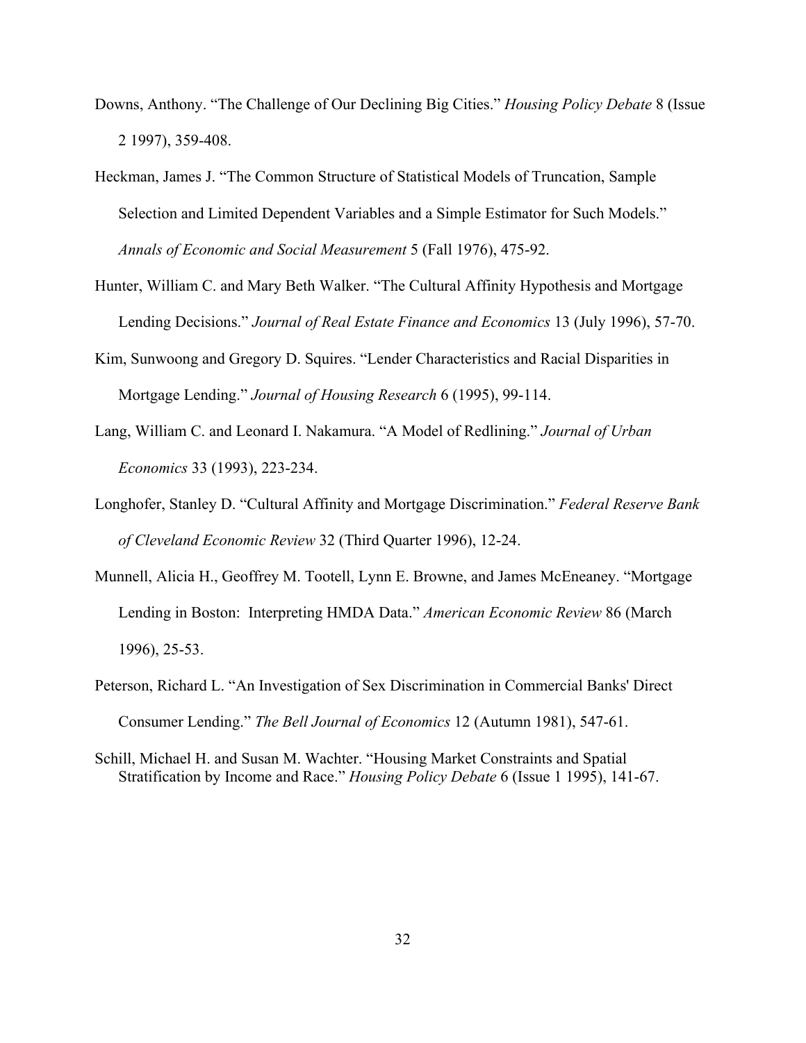Downs, Anthony. "The Challenge of Our Declining Big Cities." *Housing Policy Debate* 8 (Issue 2 1997), 359-408.

Heckman, James J. "The Common Structure of Statistical Models of Truncation, Sample Selection and Limited Dependent Variables and a Simple Estimator for Such Models." *Annals of Economic and Social Measurement* 5 (Fall 1976), 475-92.

Hunter, William C. and Mary Beth Walker. "The Cultural Affinity Hypothesis and Mortgage Lending Decisions." *Journal of Real Estate Finance and Economics* 13 (July 1996), 57-70.

Kim, Sunwoong and Gregory D. Squires. "Lender Characteristics and Racial Disparities in Mortgage Lending." *Journal of Housing Research* 6 (1995), 99-114.

Lang, William C. and Leonard I. Nakamura. "A Model of Redlining." *Journal of Urban Economics* 33 (1993), 223-234.

Longhofer, Stanley D. "Cultural Affinity and Mortgage Discrimination." *Federal Reserve Bank of Cleveland Economic Review* 32 (Third Quarter 1996), 12-24.

Munnell, Alicia H., Geoffrey M. Tootell, Lynn E. Browne, and James McEneaney. "Mortgage Lending in Boston: Interpreting HMDA Data." *American Economic Review* 86 (March 1996), 25-53.

Peterson, Richard L. "An Investigation of Sex Discrimination in Commercial Banks' Direct Consumer Lending." *The Bell Journal of Economics* 12 (Autumn 1981), 547-61.

Schill, Michael H. and Susan M. Wachter. "Housing Market Constraints and Spatial Stratification by Income and Race." *Housing Policy Debate* 6 (Issue 1 1995), 141-67.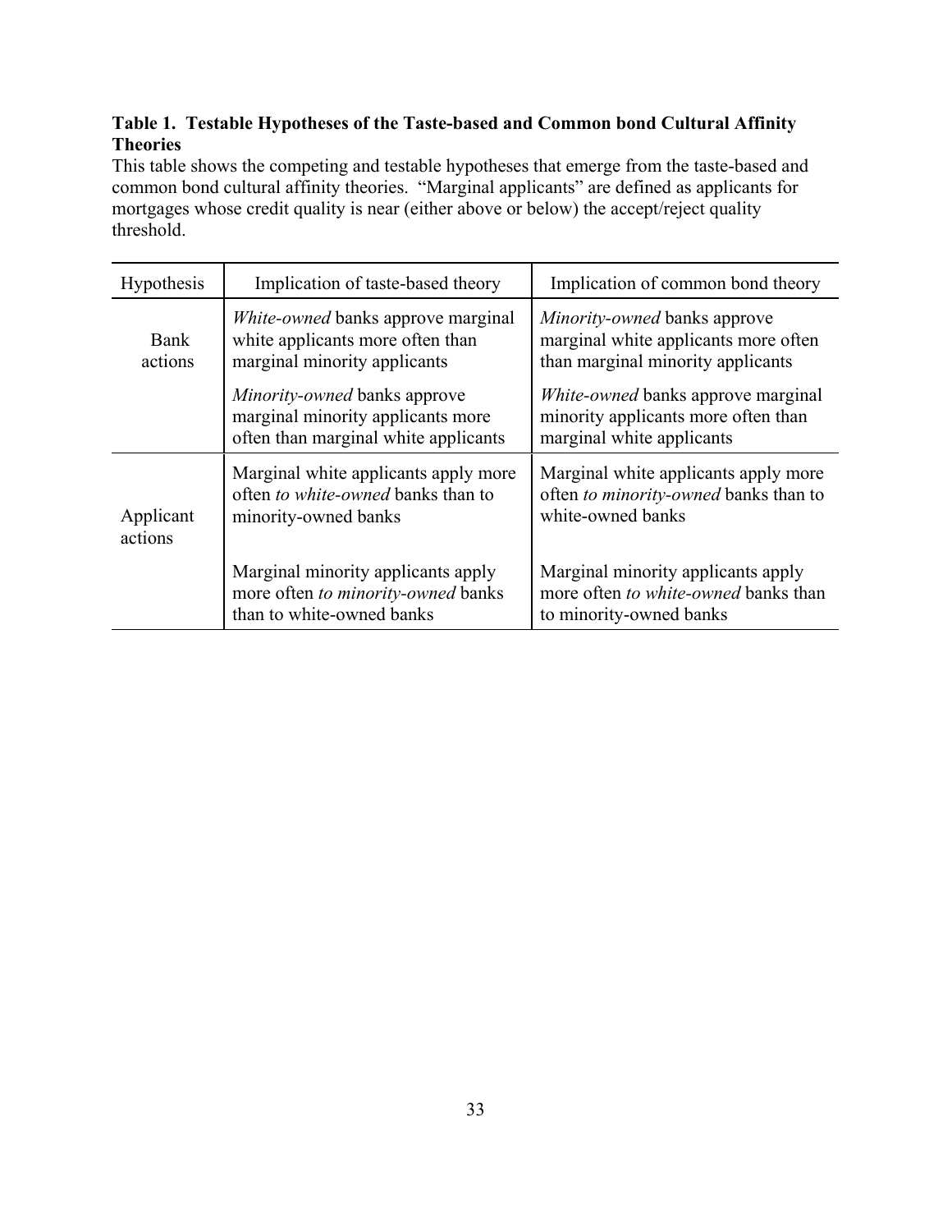**Table 1. Testable Hypotheses of the Taste-based and Common bond Cultural Affinity Theories**

This table shows the competing and testable hypotheses that emerge from the taste-based and common bond cultural affinity theories. "Marginal applicants" are defined as applicants for mortgages whose credit quality is near (either above or below) the accept/reject quality threshold.

| Hypothesis | Implication of taste-based theory | Implication of common bond theory |
|---|---|---|
| Bank actions | *White-owned* banks approve marginal white applicants more often than marginal minority applicants | *Minority-owned* banks approve marginal white applicants more often than marginal minority applicants |
| | *Minority-owned* banks approve marginal minority applicants more often than marginal white applicants | *White-owned* banks approve marginal minority applicants more often than marginal white applicants |
| Applicant actions | Marginal white applicants apply more often *to white-owned* banks than to minority-owned banks | Marginal white applicants apply more often *to minority-owned* banks than to white-owned banks |
| | Marginal minority applicants apply more often *to minority-owned* banks than to white-owned banks | Marginal minority applicants apply more often *to white-owned* banks than to minority-owned banks |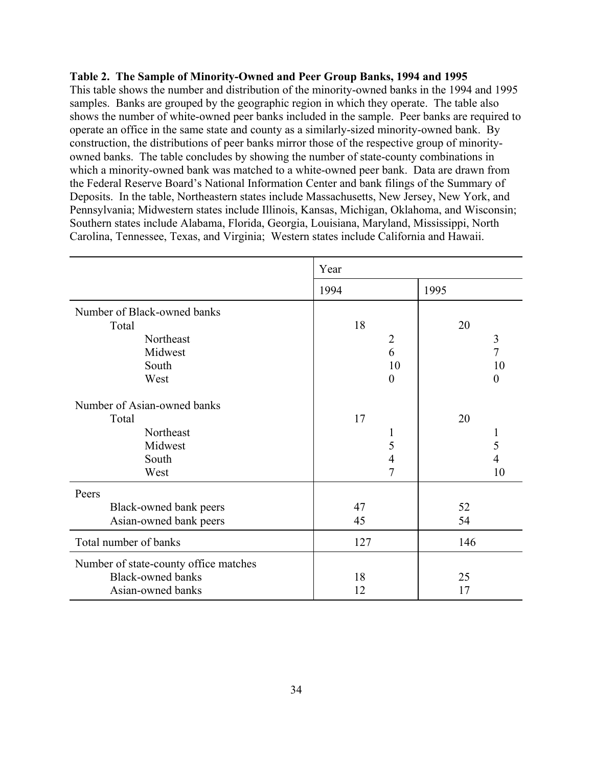**Table 2. The Sample of Minority-Owned and Peer Group Banks, 1994 and 1995**

This table shows the number and distribution of the minority-owned banks in the 1994 and 1995 samples. Banks are grouped by the geographic region in which they operate. The table also shows the number of white-owned peer banks included in the sample. Peer banks are required to operate an office in the same state and county as a similarly-sized minority-owned bank. By construction, the distributions of peer banks mirror those of the respective group of minority-owned banks. The table concludes by showing the number of state-county combinations in which a minority-owned bank was matched to a white-owned peer bank. Data are drawn from the Federal Reserve Board's National Information Center and bank filings of the Summary of Deposits. In the table, Northeastern states include Massachusetts, New Jersey, New York, and Pennsylvania; Midwestern states include Illinois, Kansas, Michigan, Oklahoma, and Wisconsin; Southern states include Alabama, Florida, Georgia, Louisiana, Maryland, Mississippi, North Carolina, Tennessee, Texas, and Virginia; Western states include California and Hawaii.

| | Year | |
|---|---|---|
| | 1994 | 1995 |
| **Number of Black-owned banks** | | |
| Total | 18 | 20 |
| Northeast | 2 | 3 |
| Midwest | 6 | 7 |
| South | 10 | 10 |
| West | 0 | 0 |
| **Number of Asian-owned banks** | | |
| Total | 17 | 20 |
| Northeast | 1 | 1 |
| Midwest | 5 | 5 |
| South | 4 | 4 |
| West | 7 | 10 |
| **Peers** | | |
| Black-owned bank peers | 47 | 52 |
| Asian-owned bank peers | 45 | 54 |
| **Total number of banks** | 127 | 146 |
| **Number of state-county office matches** | | |
| Black-owned banks | 18 | 25 |
| Asian-owned banks | 12 | 17 |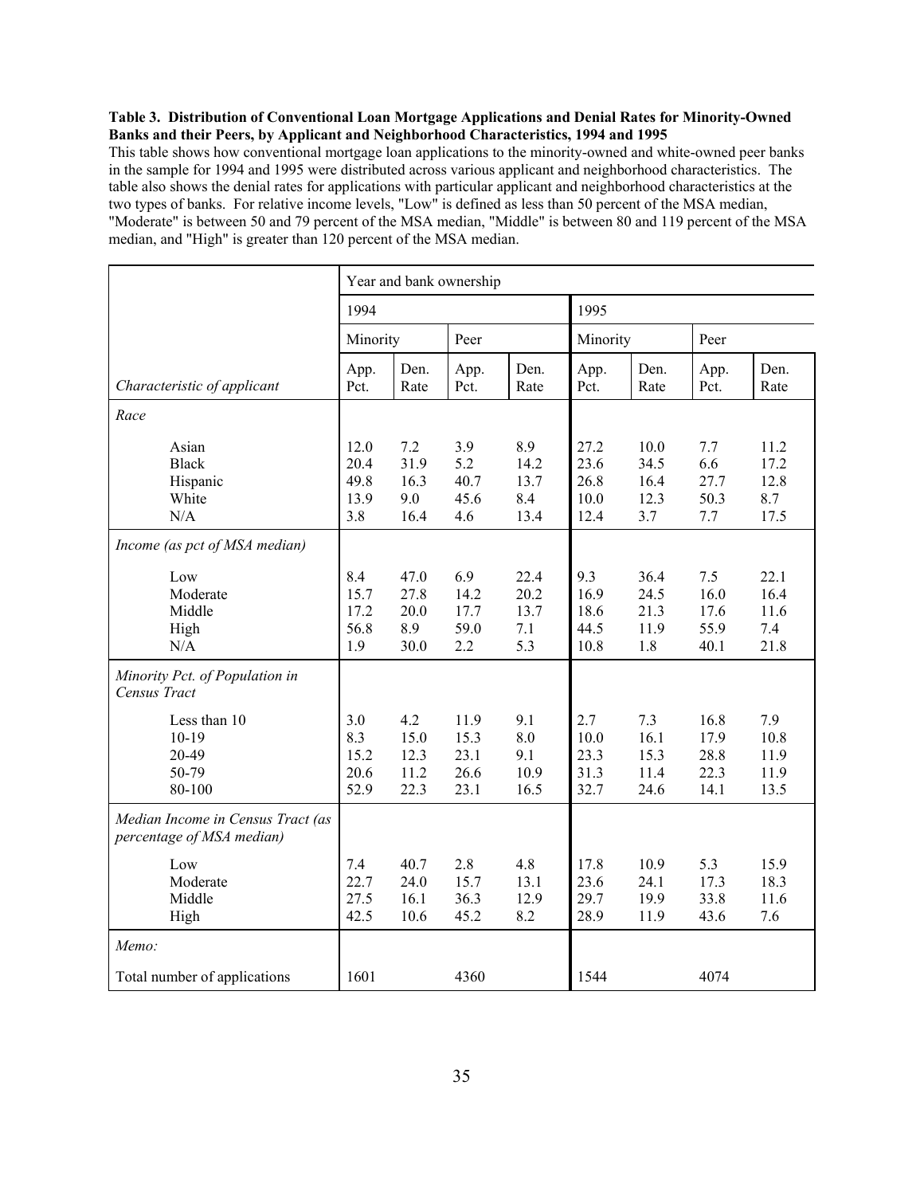**Table 3. Distribution of Conventional Loan Mortgage Applications and Denial Rates for Minority-Owned Banks and their Peers, by Applicant and Neighborhood Characteristics, 1994 and 1995**

This table shows how conventional mortgage loan applications to the minority-owned and white-owned peer banks in the sample for 1994 and 1995 were distributed across various applicant and neighborhood characteristics. The table also shows the denial rates for applications with particular applicant and neighborhood characteristics at the two types of banks. For relative income levels, "Low" is defined as less than 50 percent of the MSA median, "Moderate" is between 50 and 79 percent of the MSA median, "Middle" is between 80 and 119 percent of the MSA median, and "High" is greater than 120 percent of the MSA median.

| | Year and bank ownership | | | | | | | |
|---|---|---|---|---|---|---|---|---|
| | 1994 | | | | 1995 | | | |
| | Minority | | Peer | | Minority | | Peer | |
| *Characteristic of applicant* | App. Pct. | Den. Rate | App. Pct. | Den. Rate | App. Pct. | Den. Rate | App. Pct. | Den. Rate |
| *Race* | | | | | | | | |
| Asian | 12.0 | 7.2 | 3.9 | 8.9 | 27.2 | 10.0 | 7.7 | 11.2 |
| Black | 20.4 | 31.9 | 5.2 | 14.2 | 23.6 | 34.5 | 6.6 | 17.2 |
| Hispanic | 49.8 | 16.3 | 40.7 | 13.7 | 26.8 | 16.4 | 27.7 | 12.8 |
| White | 13.9 | 9.0 | 45.6 | 8.4 | 10.0 | 12.3 | 50.3 | 8.7 |
| N/A | 3.8 | 16.4 | 4.6 | 13.4 | 12.4 | 3.7 | 7.7 | 17.5 |
| *Income (as pct of MSA median)* | | | | | | | | |
| Low | 8.4 | 47.0 | 6.9 | 22.4 | 9.3 | 36.4 | 7.5 | 22.1 |
| Moderate | 15.7 | 27.8 | 14.2 | 20.2 | 16.9 | 24.5 | 16.0 | 16.4 |
| Middle | 17.2 | 20.0 | 17.7 | 13.7 | 18.6 | 21.3 | 17.6 | 11.6 |
| High | 56.8 | 8.9 | 59.0 | 7.1 | 44.5 | 11.9 | 55.9 | 7.4 |
| N/A | 1.9 | 30.0 | 2.2 | 5.3 | 10.8 | 1.8 | 40.1 | 21.8 |
| *Minority Pct. of Population in Census Tract* | | | | | | | | |
| Less than 10 | 3.0 | 4.2 | 11.9 | 9.1 | 2.7 | 7.3 | 16.8 | 7.9 |
| 10-19 | 8.3 | 15.0 | 15.3 | 8.0 | 10.0 | 16.1 | 17.9 | 10.8 |
| 20-49 | 15.2 | 12.3 | 23.1 | 9.1 | 23.3 | 15.3 | 28.8 | 11.9 |
| 50-79 | 20.6 | 11.2 | 26.6 | 10.9 | 31.3 | 11.4 | 22.3 | 11.9 |
| 80-100 | 52.9 | 22.3 | 23.1 | 16.5 | 32.7 | 24.6 | 14.1 | 13.5 |
| *Median Income in Census Tract (as percentage of MSA median)* | | | | | | | | |
| Low | 7.4 | 40.7 | 2.8 | 4.8 | 17.8 | 10.9 | 5.3 | 15.9 |
| Moderate | 22.7 | 24.0 | 15.7 | 13.1 | 23.6 | 24.1 | 17.3 | 18.3 |
| Middle | 27.5 | 16.1 | 36.3 | 12.9 | 29.7 | 19.9 | 33.8 | 11.6 |
| High | 42.5 | 10.6 | 45.2 | 8.2 | 28.9 | 11.9 | 43.6 | 7.6 |
| *Memo:* | | | | | | | | |
| Total number of applications | 1601 | | 4360 | | 1544 | | 4074 | |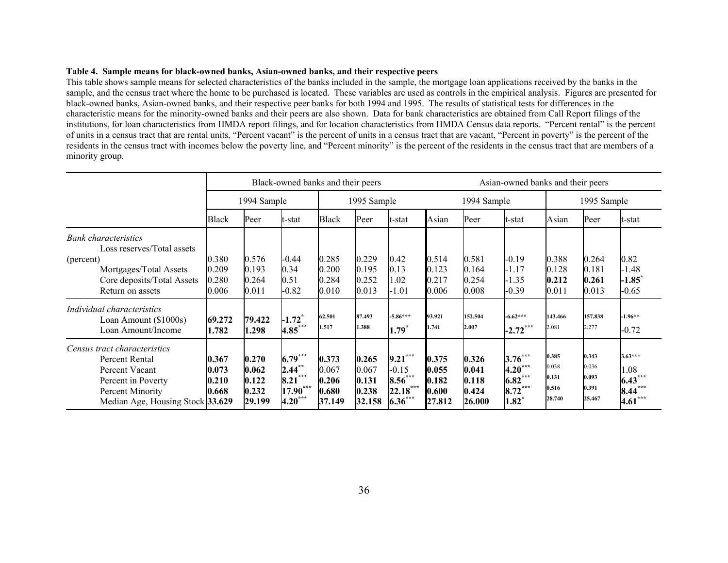**Table 4. Sample means for black-owned banks, Asian-owned banks, and their respective peers**

This table shows sample means for selected characteristics of the banks included in the sample, the mortgage loan applications received by the banks in the sample, and the census tract where the home to be purchased is located. These variables are used as controls in the empirical analysis. Figures are presented for black-owned banks, Asian-owned banks, and their respective peer banks for both 1994 and 1995. The results of statistical tests for differences in the characteristic means for the minority-owned banks and their peers are also shown. Data for bank characteristics are obtained from Call Report filings of the institutions, for loan characteristics from HMDA report filings, and for location characteristics from HMDA Census data reports. "Percent rental" is the percent of units in a census tract that are rental units, "Percent vacant" is the percent of units in a census tract that are vacant, "Percent in poverty" is the percent of the residents in the census tract with incomes below the poverty line, and "Percent minority" is the percent of the residents in the census tract that are members of a minority group.

| | Black-owned banks and their peers | | | | | | Asian-owned banks and their peers | | | | | |
|---|---|---|---|---|---|---|---|---|---|---|---|---|
| | 1994 Sample | | | 1995 Sample | | | 1994 Sample | | | 1995 Sample | | |
| | Black | Peer | t-stat | Black | Peer | t-stat | Asian | Peer | t-stat | Asian | Peer | t-stat |
| *Bank characteristics* | | | | | | | | | | | | |
| Loss reserves/Total assets (percent) | 0.380 | 0.576 | -0.44 | 0.285 | 0.229 | 0.42 | 0.514 | 0.581 | -0.19 | 0.388 | 0.264 | 0.82 |
| Mortgages/Total Assets | 0.209 | 0.193 | 0.34 | 0.200 | 0.195 | 0.13 | 0.123 | 0.164 | -1.17 | 0.128 | 0.181 | -1.48 |
| Core deposits/Total Assets | 0.280 | 0.264 | 0.51 | 0.284 | 0.252 | 1.02 | 0.217 | 0.254 | -1.35 | **0.212** | **0.261** | **-1.85*** |
| Return on assets | 0.006 | 0.011 | -0.82 | 0.010 | 0.013 | -1.01 | 0.006 | 0.008 | -0.39 | 0.011 | 0.013 | -0.65 |
| *Individual characteristics* | | | | | | | | | | | | |
| Loan Amount ($1000s) | **69.272** | **79.422** | **-1.72*** | **62.501** | **87.493** | **-5.86*** ** | **93.921** | **152.504** | **-6.62*** ** | **143.466** | **157.838** | **-1.96** ** |
| Loan Amount/Income | **1.782** | **1.298** | **4.85*** ** | **1.517** | **1.388** | **1.79*** | **1.741** | **2.007** | **-2.72*** ** | 2.081 | 2.277 | -0.72 |
| *Census tract characteristics* | | | | | | | | | | | | |
| Percent Rental | **0.367** | **0.270** | **6.79*** ** | **0.373** | **0.265** | **9.21*** ** | **0.375** | **0.326** | **3.76*** ** | **0.385** | **0.343** | **3.63*** ** |
| Percent Vacant | **0.073** | **0.062** | **2.44** ** | 0.067 | 0.067 | -0.15 | **0.055** | **0.041** | **4.20*** ** | 0.038 | 0.036 | 1.08 |
| Percent in Poverty | **0.210** | **0.122** | **8.21*** ** | **0.206** | **0.131** | **8.56*** ** | **0.182** | **0.118** | **6.82*** ** | **0.131** | **0.093** | **6.43*** ** |
| Percent Minority | **0.668** | **0.232** | **17.90*** ** | **0.680** | **0.238** | **22.18*** ** | **0.600** | **0.424** | **8.72*** ** | **0.516** | **0.391** | **8.44*** ** |
| Median Age, Housing Stock | **33.629** | **29.199** | **4.20*** ** | **37.149** | **32.158** | **6.36*** ** | **27.812** | **26.000** | **1.82*** | **28.740** | **25.467** | **4.61*** ** |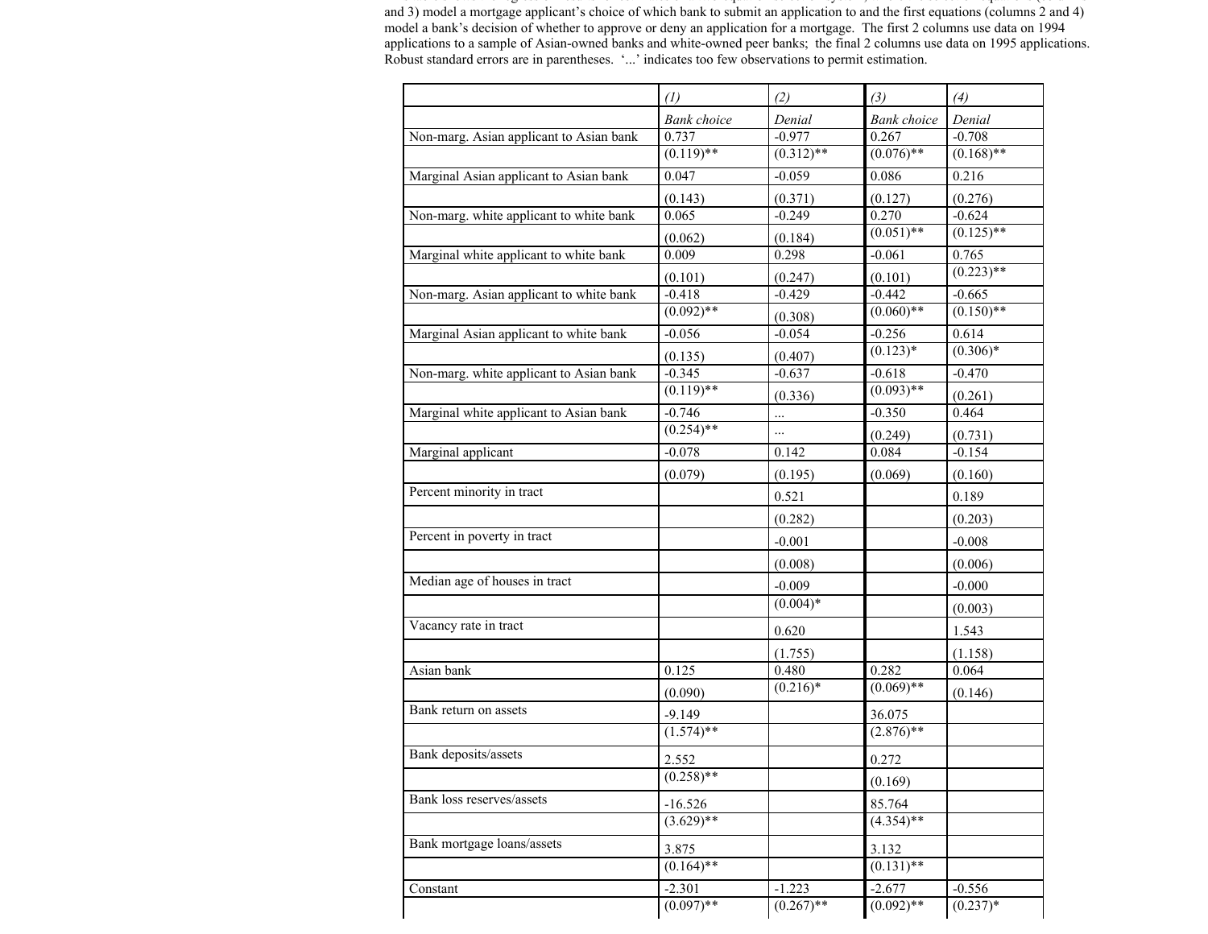and 3) model a mortgage applicant's choice of which bank to submit an application to and the first equations (columns 2 and 4) model a bank's decision of whether to approve or deny an application for a mortgage. The first 2 columns use data on 1994 applications to a sample of Asian-owned banks and white-owned peer banks; the final 2 columns use data on 1995 applications. Robust standard errors are in parentheses. '...' indicates too few observations to permit estimation.

| | (1) | (2) | (3) | (4) |
|---|---|---|---|---|
| | *Bank choice* | *Denial* | *Bank choice* | *Denial* |
| Non-marg. Asian applicant to Asian bank | 0.737 | -0.977 | 0.267 | -0.708 |
| | (0.119)** | (0.312)** | (0.076)** | (0.168)** |
| Marginal Asian applicant to Asian bank | 0.047 | -0.059 | 0.086 | 0.216 |
| | (0.143) | (0.371) | (0.127) | (0.276) |
| Non-marg. white applicant to white bank | 0.065 | -0.249 | 0.270 | -0.624 |
| | (0.062) | (0.184) | (0.051)** | (0.125)** |
| Marginal white applicant to white bank | 0.009 | 0.298 | -0.061 | 0.765 |
| | (0.101) | (0.247) | (0.101) | (0.223)** |
| Non-marg. Asian applicant to white bank | -0.418 | -0.429 | -0.442 | -0.665 |
| | (0.092)** | (0.308) | (0.060)** | (0.150)** |
| Marginal Asian applicant to white bank | -0.056 | -0.054 | -0.256 | 0.614 |
| | (0.135) | (0.407) | (0.123)* | (0.306)* |
| Non-marg. white applicant to Asian bank | -0.345 | -0.637 | -0.618 | -0.470 |
| | (0.119)** | (0.336) | (0.093)** | (0.261) |
| Marginal white applicant to Asian bank | -0.746 | ... | -0.350 | 0.464 |
| | (0.254)** | ... | (0.249) | (0.731) |
| Marginal applicant | -0.078 | 0.142 | 0.084 | -0.154 |
| | (0.079) | (0.195) | (0.069) | (0.160) |
| Percent minority in tract | | 0.521 | | 0.189 |
| | | (0.282) | | (0.203) |
| Percent in poverty in tract | | -0.001 | | -0.008 |
| | | (0.008) | | (0.006) |
| Median age of houses in tract | | -0.009 | | -0.000 |
| | | (0.004)* | | (0.003) |
| Vacancy rate in tract | | 0.620 | | 1.543 |
| | | (1.755) | | (1.158) |
| Asian bank | 0.125 | 0.480 | 0.282 | 0.064 |
| | (0.090) | (0.216)* | (0.069)** | (0.146) |
| Bank return on assets | -9.149 | | 36.075 | |
| | (1.574)** | | (2.876)** | |
| Bank deposits/assets | 2.552 | | 0.272 | |
| | (0.258)** | | (0.169) | |
| Bank loss reserves/assets | -16.526 | | 85.764 | |
| | (3.629)** | | (4.354)** | |
| Bank mortgage loans/assets | 3.875 | | 3.132 | |
| | (0.164)** | | (0.131)** | |
| Constant | -2.301 | -1.223 | -2.677 | -0.556 |
| | (0.097)** | (0.267)** | (0.092)** | (0.237)* |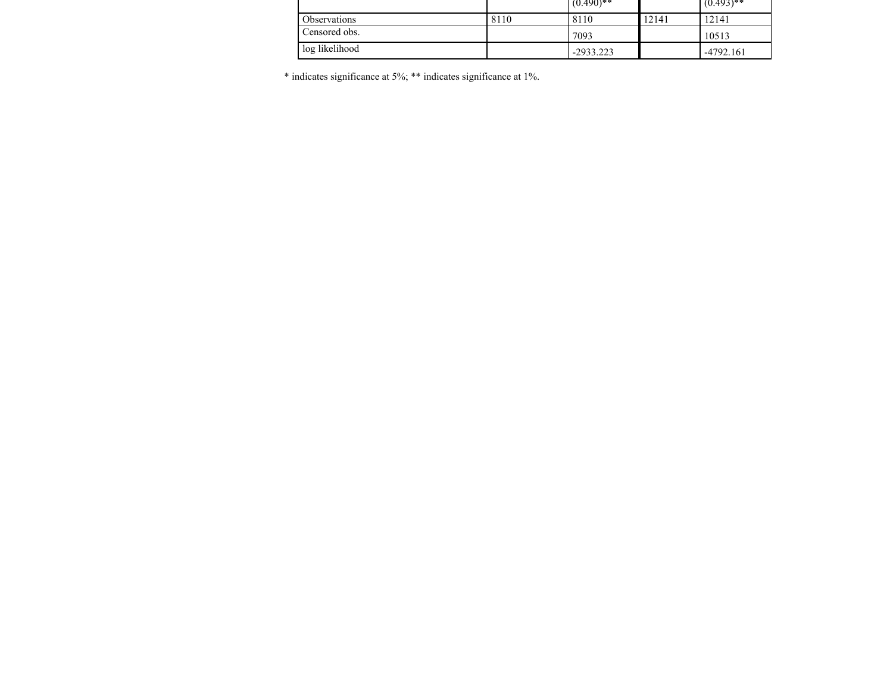| | | | | |
|---|---|---|---|---|
| | | (0.490)** | | (0.493)** |
| Observations | 8110 | 8110 | 12141 | 12141 |
| Censored obs. | | 7093 | | 10513 |
| log likelihood | | -2933.223 | | -4792.161 |

* indicates significance at 5%; ** indicates significance at 1%.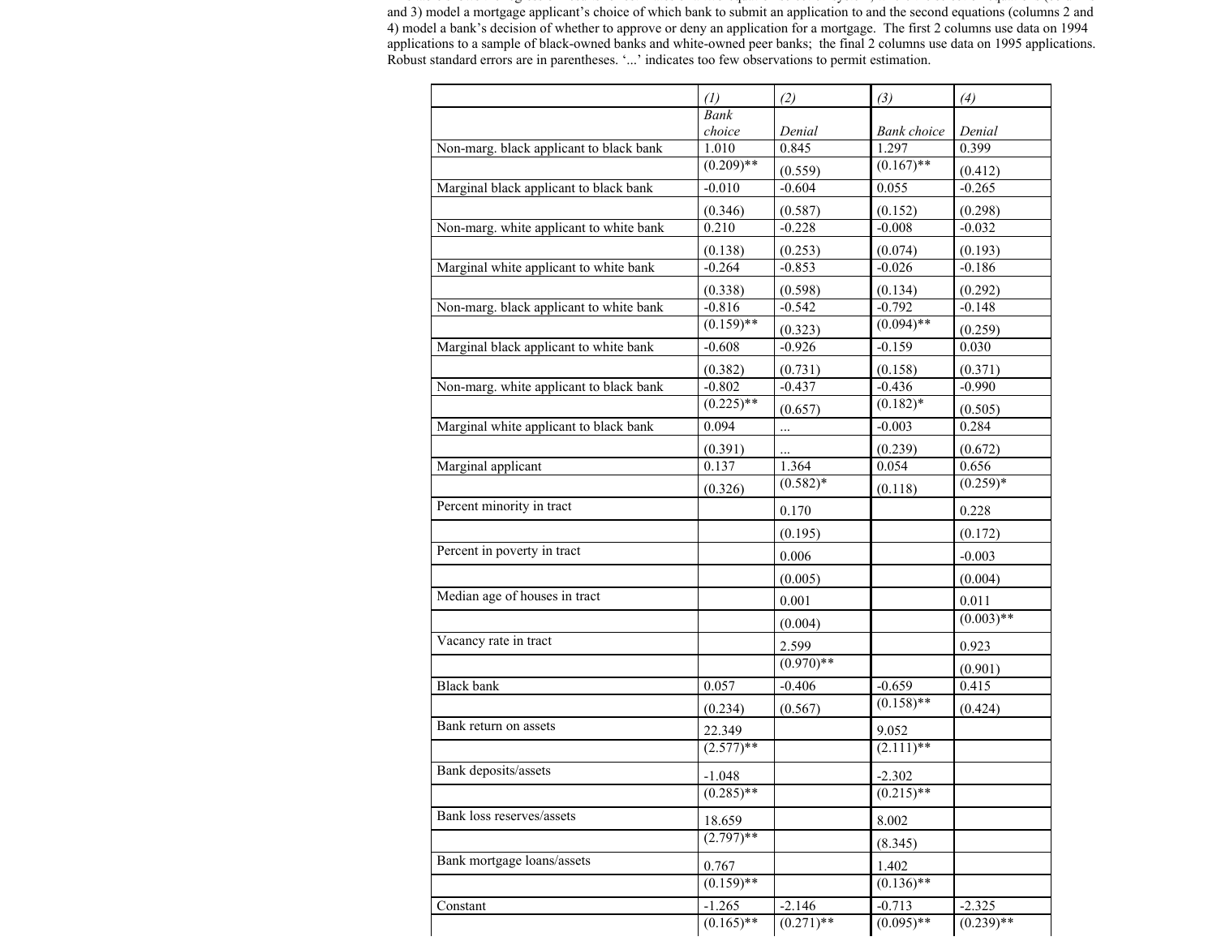and 3) model a mortgage applicant's choice of which bank to submit an application to and the second equations (columns 2 and 4) model a bank's decision of whether to approve or deny an application for a mortgage. The first 2 columns use data on 1994 applications to a sample of black-owned banks and white-owned peer banks; the final 2 columns use data on 1995 applications. Robust standard errors are in parentheses. '...' indicates too few observations to permit estimation.

| | (1) Bank choice | (2) Denial | (3) Bank choice | (4) Denial |
|---|---|---|---|---|
| Non-marg. black applicant to black bank | 1.010 | 0.845 | 1.297 | 0.399 |
| | (0.209)** | (0.559) | (0.167)** | (0.412) |
| Marginal black applicant to black bank | -0.010 | -0.604 | 0.055 | -0.265 |
| | (0.346) | (0.587) | (0.152) | (0.298) |
| Non-marg. white applicant to white bank | 0.210 | -0.228 | -0.008 | -0.032 |
| | (0.138) | (0.253) | (0.074) | (0.193) |
| Marginal white applicant to white bank | -0.264 | -0.853 | -0.026 | -0.186 |
| | (0.338) | (0.598) | (0.134) | (0.292) |
| Non-marg. black applicant to white bank | -0.816 | -0.542 | -0.792 | -0.148 |
| | (0.159)** | (0.323) | (0.094)** | (0.259) |
| Marginal black applicant to white bank | -0.608 | -0.926 | -0.159 | 0.030 |
| | (0.382) | (0.731) | (0.158) | (0.371) |
| Non-marg. white applicant to black bank | -0.802 | -0.437 | -0.436 | -0.990 |
| | (0.225)** | (0.657) | (0.182)* | (0.505) |
| Marginal white applicant to black bank | 0.094 | ... | -0.003 | 0.284 |
| | (0.391) | ... | (0.239) | (0.672) |
| Marginal applicant | 0.137 | 1.364 | 0.054 | 0.656 |
| | (0.326) | (0.582)* | (0.118) | (0.259)* |
| Percent minority in tract | | 0.170 | | 0.228 |
| | | (0.195) | | (0.172) |
| Percent in poverty in tract | | 0.006 | | -0.003 |
| | | (0.005) | | (0.004) |
| Median age of houses in tract | | 0.001 | | 0.011 |
| | | (0.004) | | (0.003)** |
| Vacancy rate in tract | | 2.599 | | 0.923 |
| | | (0.970)** | | (0.901) |
| Black bank | 0.057 | -0.406 | -0.659 | 0.415 |
| | (0.234) | (0.567) | (0.158)** | (0.424) |
| Bank return on assets | 22.349 | | 9.052 | |
| | (2.577)** | | (2.111)** | |
| Bank deposits/assets | -1.048 | | -2.302 | |
| | (0.285)** | | (0.215)** | |
| Bank loss reserves/assets | 18.659 | | 8.002 | |
| | (2.797)** | | (8.345) | |
| Bank mortgage loans/assets | 0.767 | | 1.402 | |
| | (0.159)** | | (0.136)** | |
| Constant | -1.265 | -2.146 | -0.713 | -2.325 |
| | (0.165)** | (0.271)** | (0.095)** | (0.239)** |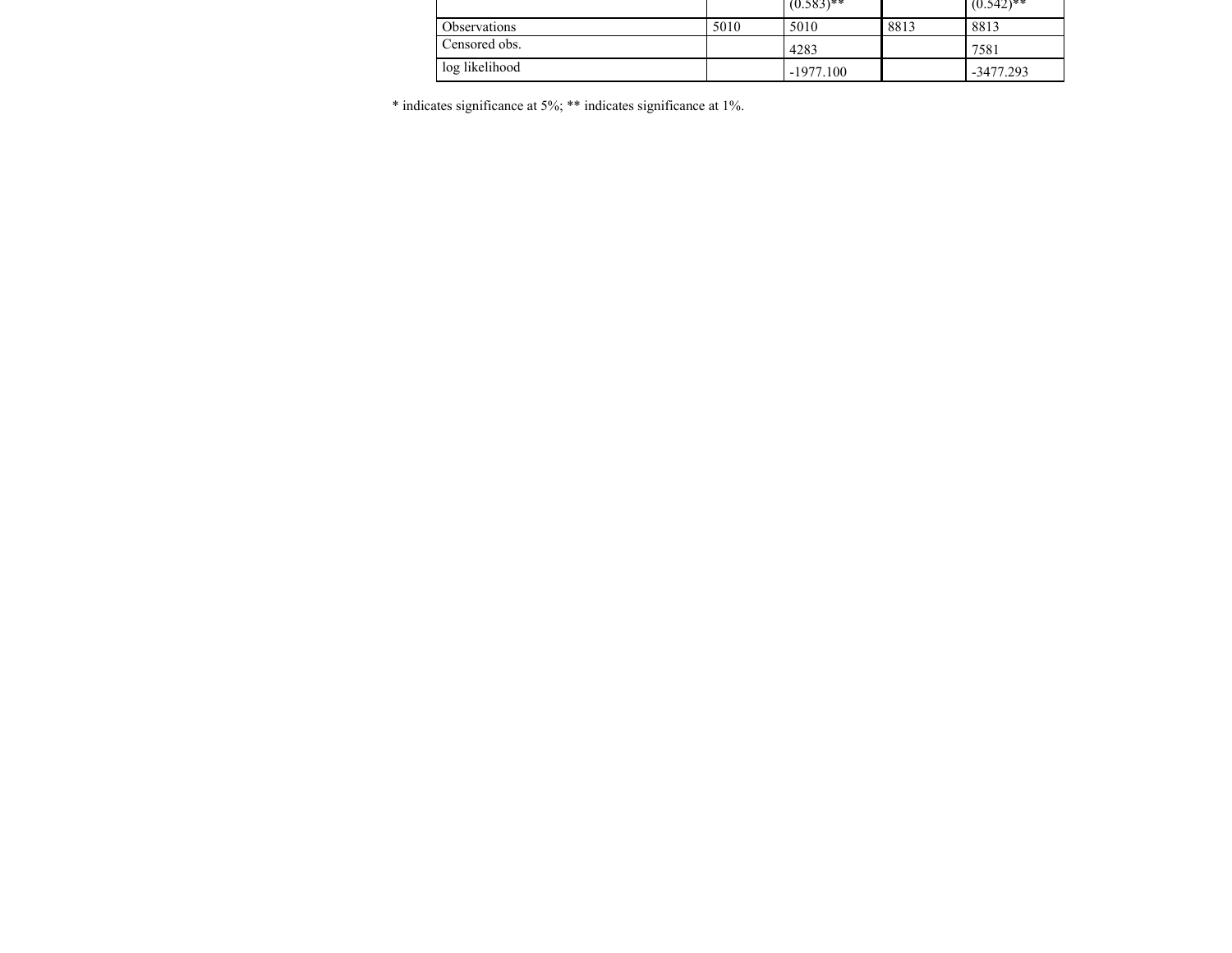| | | | | |
|---|---|---|---|---|
| | | (0.583)** | | (0.542)** |
| Observations | 5010 | 5010 | 8813 | 8813 |
| Censored obs. | | 4283 | | 7581 |
| log likelihood | | -1977.100 | | -3477.293 |

* indicates significance at 5%; ** indicates significance at 1%.